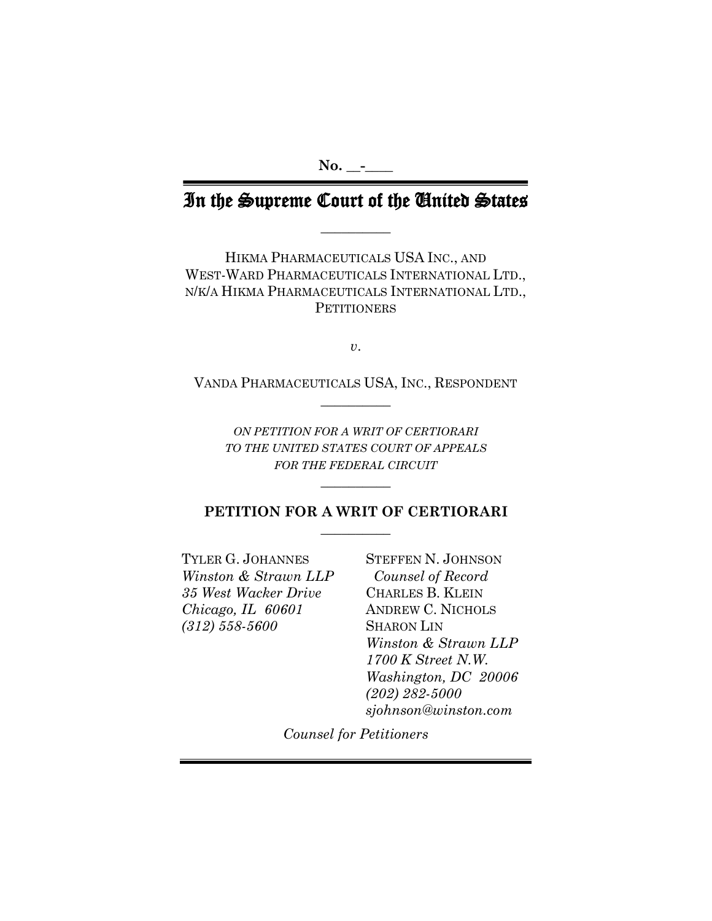No. __-____

# In the Supreme Court of the United States

__________

HIKMA PHARMACEUTICALS USA INC., AND
WEST-WARD PHARMACEUTICALS INTERNATIONAL LTD.,
N/K/A HIKMA PHARMACEUTICALS INTERNATIONAL LTD.,
PETITIONERS

*v.*

VANDA PHARMACEUTICALS USA, INC., RESPONDENT

__________

*ON PETITION FOR A WRIT OF CERTIORARI
TO THE UNITED STATES COURT OF APPEALS
FOR THE FEDERAL CIRCUIT*

__________

## PETITION FOR A WRIT OF CERTIORARI

__________

TYLER G. JOHANNES
*Winston & Strawn LLP*
*35 West Wacker Drive*
*Chicago, IL 60601*
*(312) 558-5600*

STEFFEN N. JOHNSON
*Counsel of Record*
CHARLES B. KLEIN
ANDREW C. NICHOLS
SHARON LIN
*Winston & Strawn LLP*
*1700 K Street N.W.*
*Washington, DC 20006*
*(202) 282-5000*
*sjohnson@winston.com*

*Counsel for Petitioners*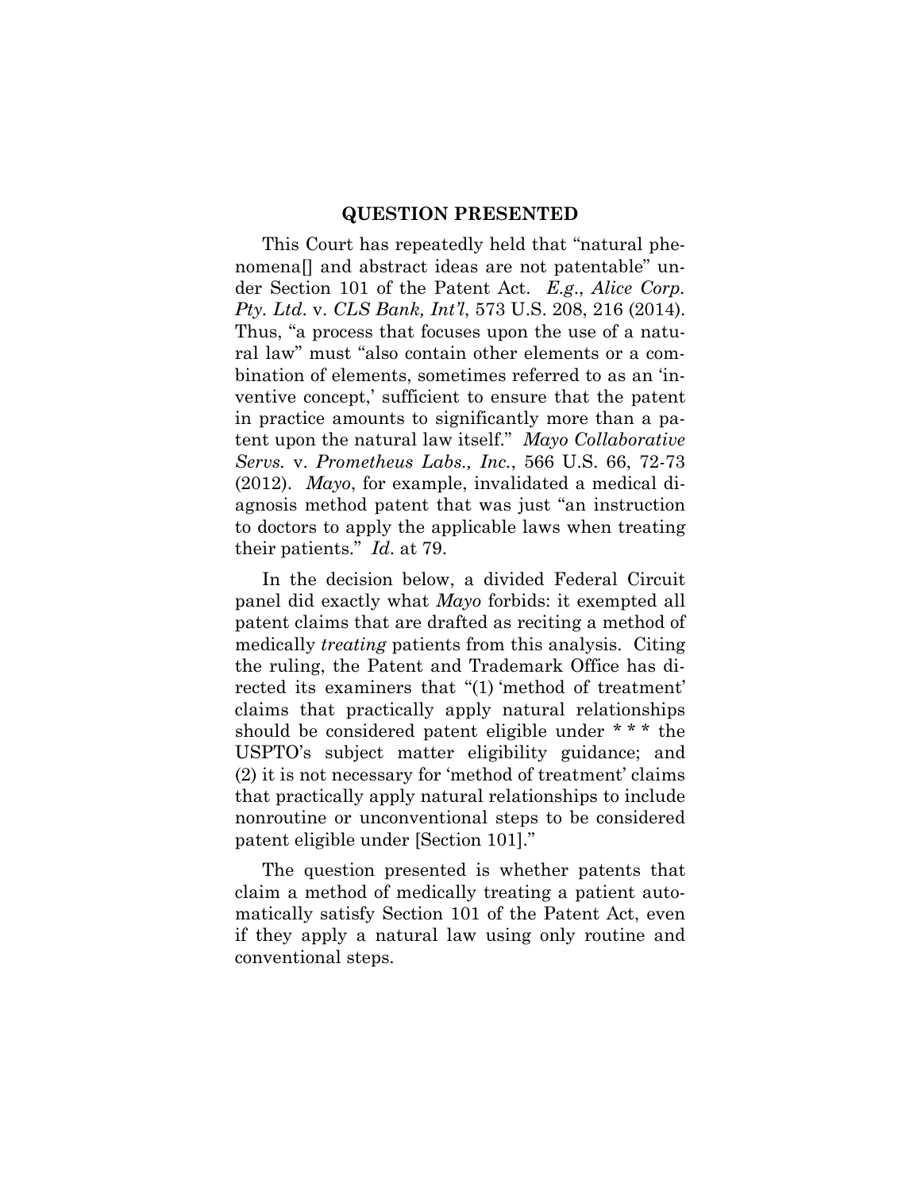## QUESTION PRESENTED

This Court has repeatedly held that "natural phenomena[] and abstract ideas are not patentable" under Section 101 of the Patent Act. *E.g.*, *Alice Corp. Pty. Ltd.* v. *CLS Bank, Int'l*, 573 U.S. 208, 216 (2014). Thus, "a process that focuses upon the use of a natural law" must "also contain other elements or a combination of elements, sometimes referred to as an 'inventive concept,' sufficient to ensure that the patent in practice amounts to significantly more than a patent upon the natural law itself." *Mayo Collaborative Servs.* v. *Prometheus Labs., Inc.*, 566 U.S. 66, 72-73 (2012). *Mayo*, for example, invalidated a medical diagnosis method patent that was just "an instruction to doctors to apply the applicable laws when treating their patients." *Id*. at 79.

In the decision below, a divided Federal Circuit panel did exactly what *Mayo* forbids: it exempted all patent claims that are drafted as reciting a method of medically *treating* patients from this analysis. Citing the ruling, the Patent and Trademark Office has directed its examiners that "(1) 'method of treatment' claims that practically apply natural relationships should be considered patent eligible under * * * the USPTO's subject matter eligibility guidance; and (2) it is not necessary for 'method of treatment' claims that practically apply natural relationships to include nonroutine or unconventional steps to be considered patent eligible under [Section 101]."

The question presented is whether patents that claim a method of medically treating a patient automatically satisfy Section 101 of the Patent Act, even if they apply a natural law using only routine and conventional steps.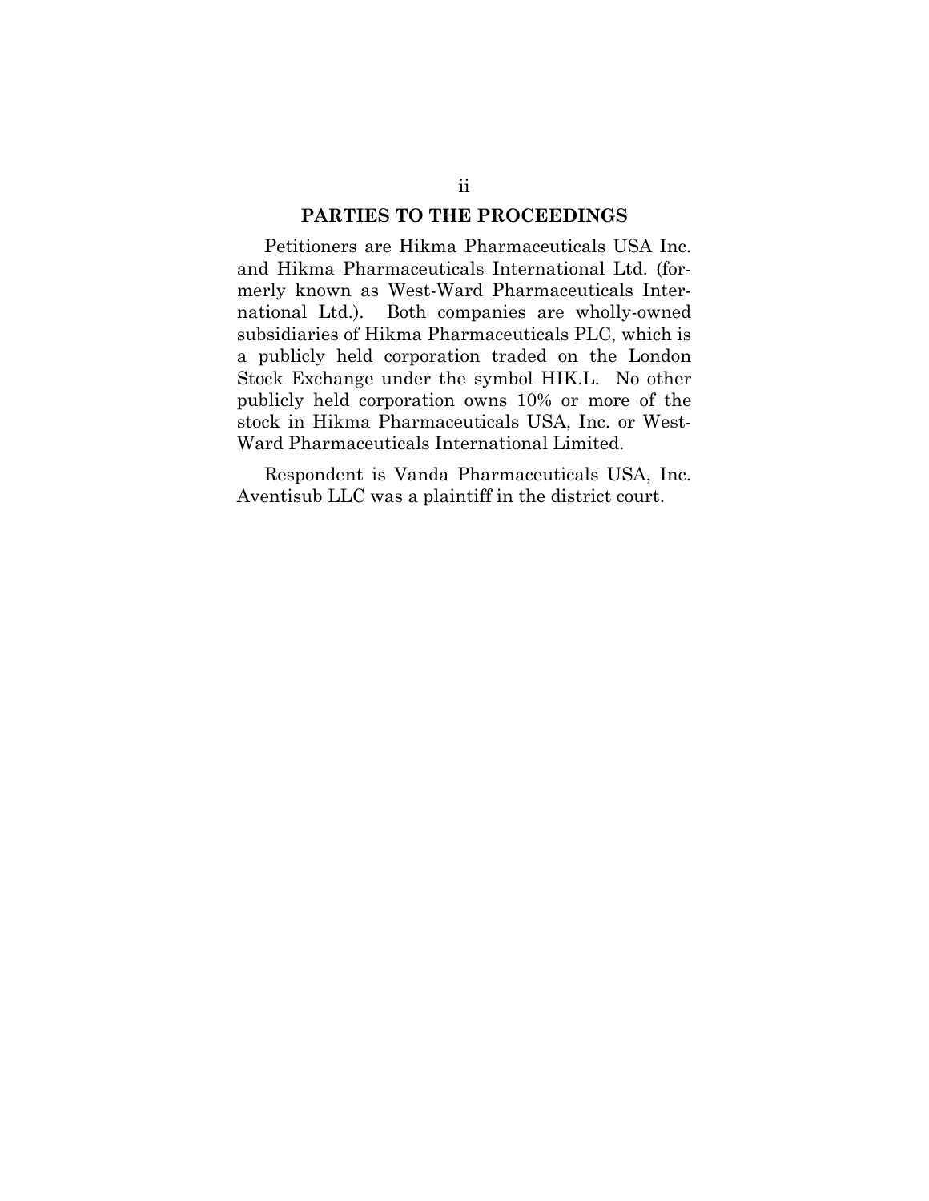## PARTIES TO THE PROCEEDINGS

Petitioners are Hikma Pharmaceuticals USA Inc. and Hikma Pharmaceuticals International Ltd. (formerly known as West-Ward Pharmaceuticals International Ltd.). Both companies are wholly-owned subsidiaries of Hikma Pharmaceuticals PLC, which is a publicly held corporation traded on the London Stock Exchange under the symbol HIK.L. No other publicly held corporation owns 10% or more of the stock in Hikma Pharmaceuticals USA, Inc. or West-Ward Pharmaceuticals International Limited.

Respondent is Vanda Pharmaceuticals USA, Inc. Aventisub LLC was a plaintiff in the district court.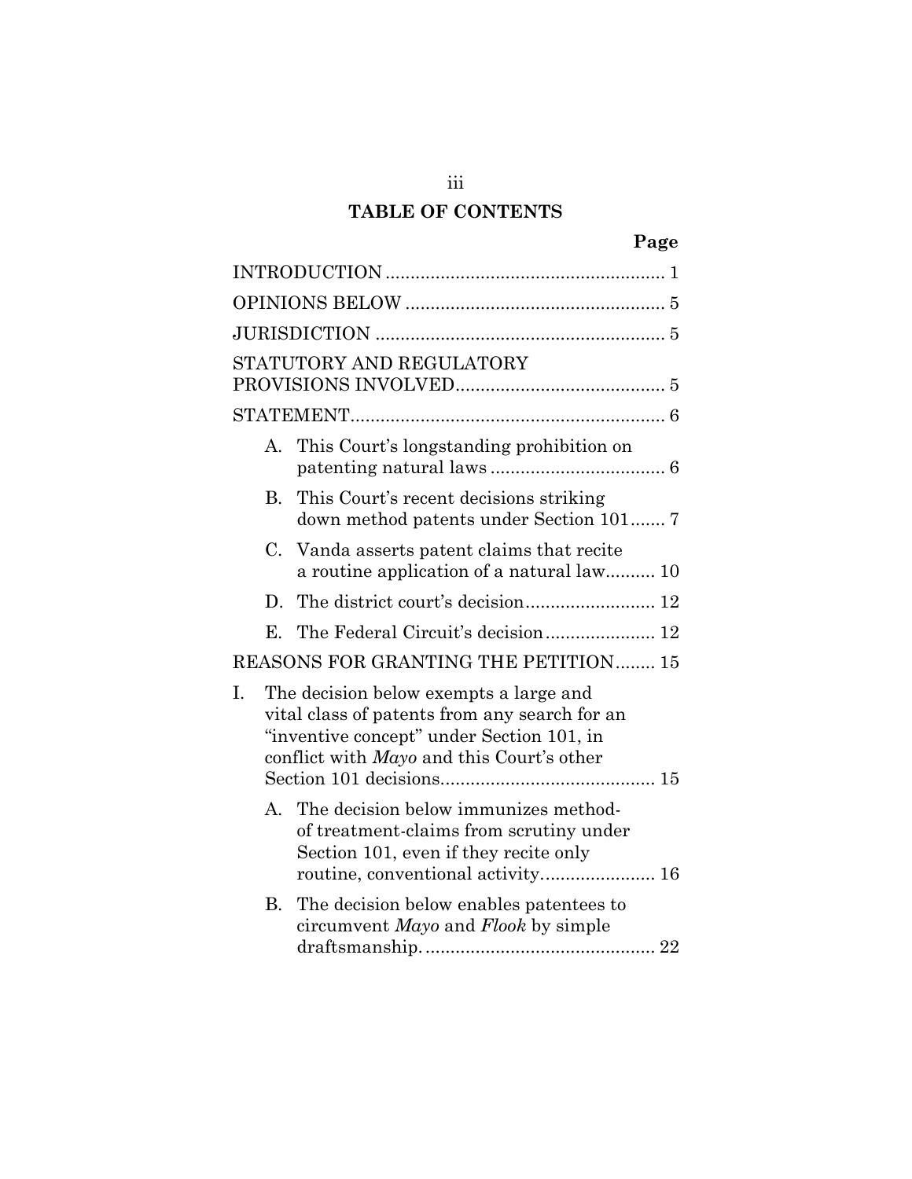# TABLE OF CONTENTS

| | Page |
|---|---|
| INTRODUCTION | 1 |
| OPINIONS BELOW | 5 |
| JURISDICTION | 5 |
| STATUTORY AND REGULATORY PROVISIONS INVOLVED | 5 |
| STATEMENT | 6 |
| A. This Court's longstanding prohibition on patenting natural laws | 6 |
| B. This Court's recent decisions striking down method patents under Section 101 | 7 |
| C. Vanda asserts patent claims that recite a routine application of a natural law | 10 |
| D. The district court's decision | 12 |
| E. The Federal Circuit's decision | 12 |
| REASONS FOR GRANTING THE PETITION | 15 |
| I. The decision below exempts a large and vital class of patents from any search for an "inventive concept" under Section 101, in conflict with *Mayo* and this Court's other Section 101 decisions | 15 |
| A. The decision below immunizes method-of treatment-claims from scrutiny under Section 101, even if they recite only routine, conventional activity | 16 |
| B. The decision below enables patentees to circumvent *Mayo* and *Flook* by simple draftsmanship. | 22 |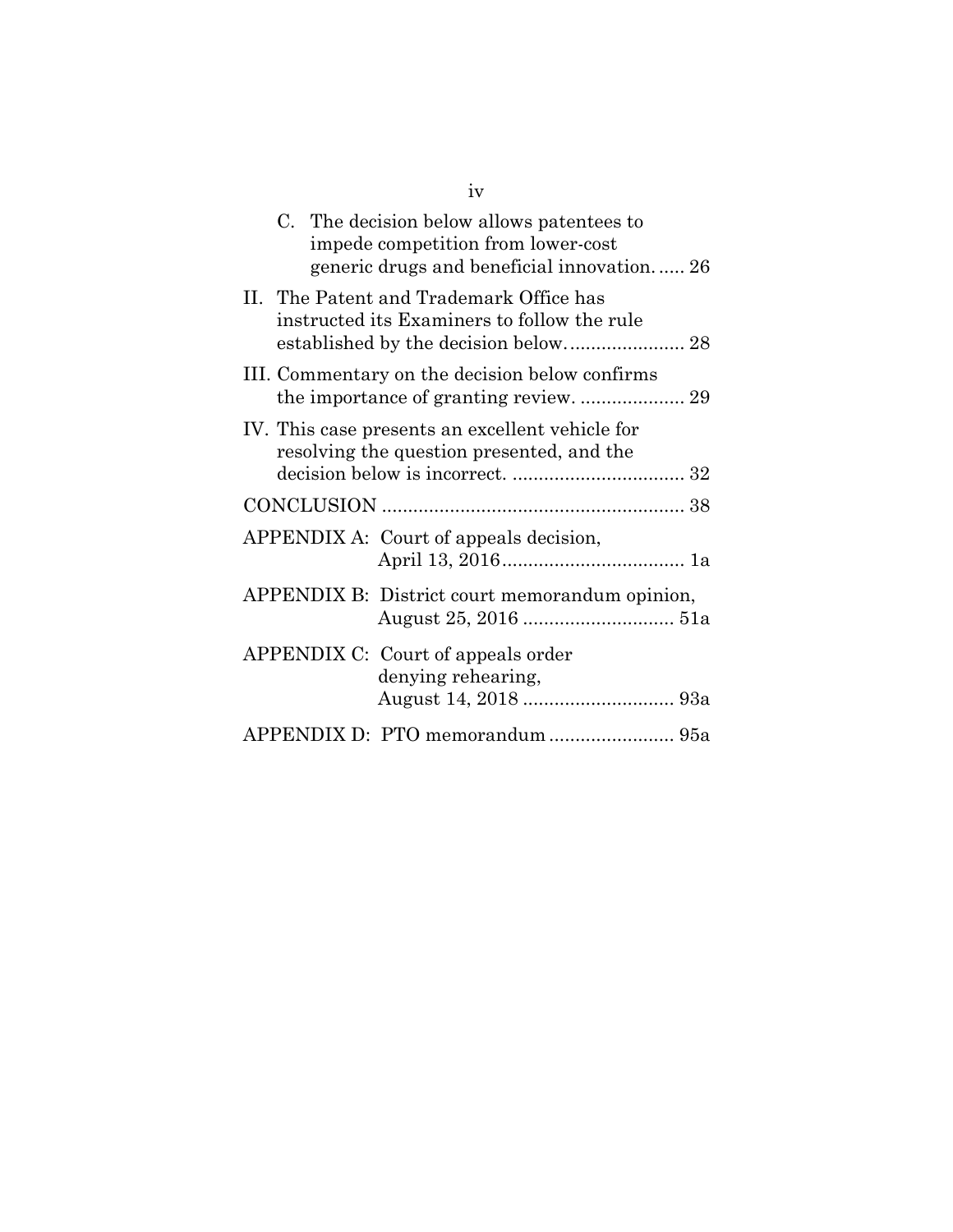C. The decision below allows patentees to impede competition from lower-cost generic drugs and beneficial innovation. ..... 26

II. The Patent and Trademark Office has instructed its Examiners to follow the rule established by the decision below. ...................... 28

III. Commentary on the decision below confirms the importance of granting review. .................... 29

IV. This case presents an excellent vehicle for resolving the question presented, and the decision below is incorrect. ................................. 32

CONCLUSION .......................................................... 38

APPENDIX A: Court of appeals decision, April 13, 2016.................................. 1a

APPENDIX B: District court memorandum opinion, August 25, 2016 ............................ 51a

APPENDIX C: Court of appeals order denying rehearing, August 14, 2018 ............................ 93a

APPENDIX D: PTO memorandum ........................ 95a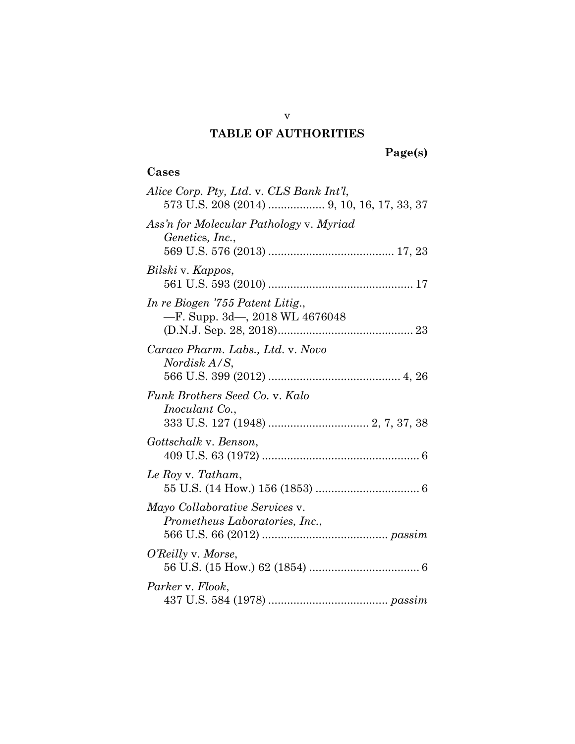# TABLE OF AUTHORITIES

**Page(s)**

## Cases

*Alice Corp. Pty, Ltd.* v. *CLS Bank Int'l*, 573 U.S. 208 (2014) .................. 9, 10, 16, 17, 33, 37

*Ass'n for Molecular Pathology* v. *Myriad Genetics, Inc.*, 569 U.S. 576 (2013) ........................................ 17, 23

*Bilski* v. *Kappos*, 561 U.S. 593 (2010) .............................................. 17

*In re Biogen '755 Patent Litig.*, —F. Supp. 3d—, 2018 WL 4676048 (D.N.J. Sep. 28, 2018)........................................... 23

*Caraco Pharm. Labs., Ltd.* v. *Novo Nordisk A/S*, 566 U.S. 399 (2012) .......................................... 4, 26

*Funk Brothers Seed Co.* v. *Kalo Inoculant Co.*, 333 U.S. 127 (1948) ................................ 2, 7, 37, 38

*Gottschalk* v. *Benson*, 409 U.S. 63 (1972) .................................................. 6

*Le Roy* v. *Tatham*, 55 U.S. (14 How.) 156 (1853) ................................. 6

*Mayo Collaborative Services* v. *Prometheus Laboratories, Inc.*, 566 U.S. 66 (2012) ........................................ *passim*

*O'Reilly* v. *Morse*, 56 U.S. (15 How.) 62 (1854) ................................... 6

*Parker* v. *Flook*, 437 U.S. 584 (1978) ...................................... *passim*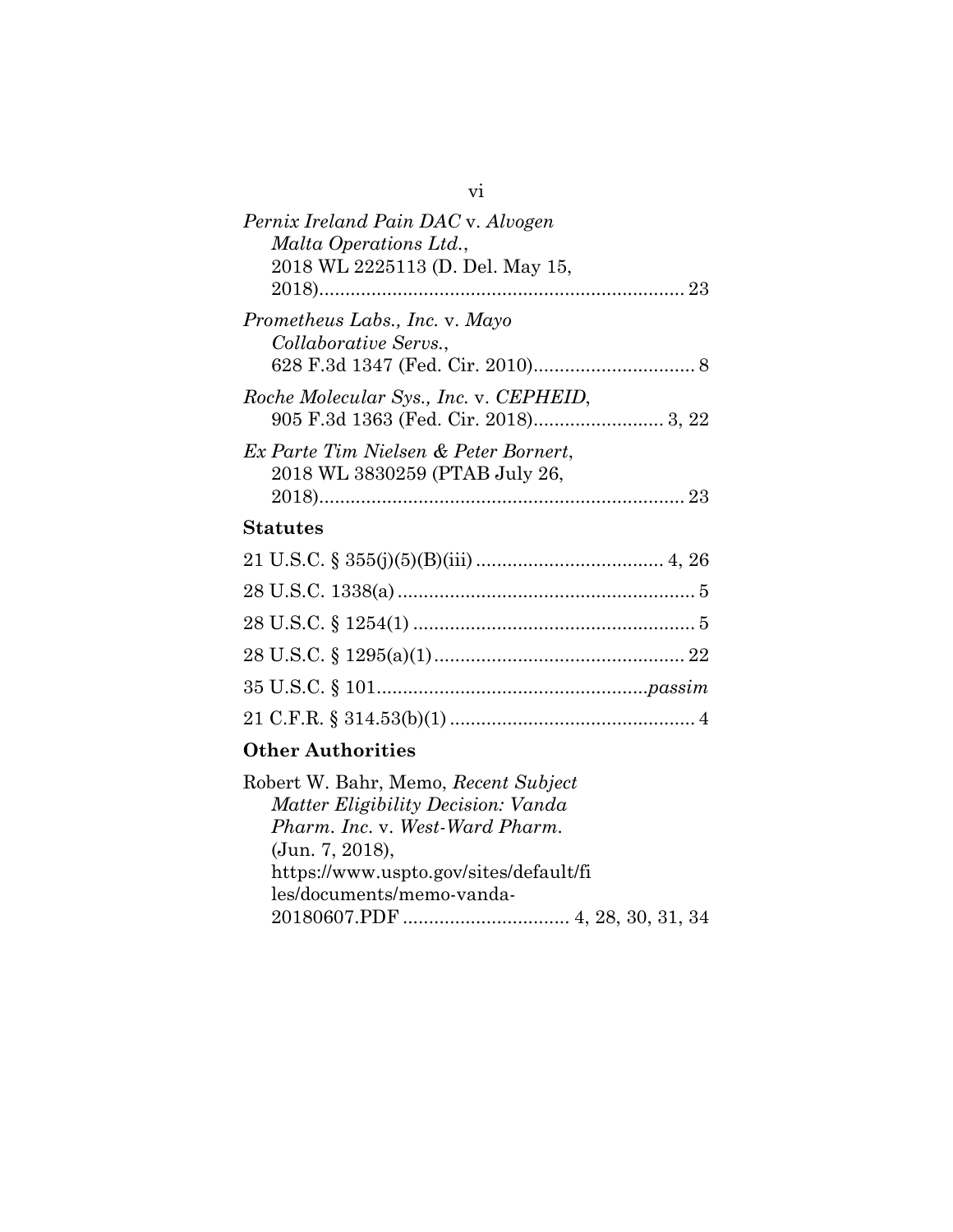*Pernix Ireland Pain DAC* v. *Alvogen Malta Operations Ltd.*, 2018 WL 2225113 (D. Del. May 15, 2018)........................................................................ 23

*Prometheus Labs., Inc.* v. *Mayo Collaborative Servs.*, 628 F.3d 1347 (Fed. Cir. 2010)................................ 8

*Roche Molecular Sys., Inc.* v. *CEPHEID*, 905 F.3d 1363 (Fed. Cir. 2018).......................... 3, 22

*Ex Parte Tim Nielsen & Peter Bornert*, 2018 WL 3830259 (PTAB July 26, 2018)........................................................................ 23

**Statutes**

21 U.S.C. § 355(j)(5)(B)(iii) .................................... 4, 26

28 U.S.C. 1338(a) ......................................................... 5

28 U.S.C. § 1254(1) ...................................................... 5

28 U.S.C. § 1295(a)(1) ................................................ 22

35 U.S.C. § 101....................................................*passim*

21 C.F.R. § 314.53(b)(1) ............................................... 4

**Other Authorities**

Robert W. Bahr, Memo, *Recent Subject Matter Eligibility Decision: Vanda Pharm. Inc.* v. *West-Ward Pharm.* (Jun. 7, 2018), https://www.uspto.gov/sites/default/files/documents/memo-vanda-20180607.PDF ................................ 4, 28, 30, 31, 34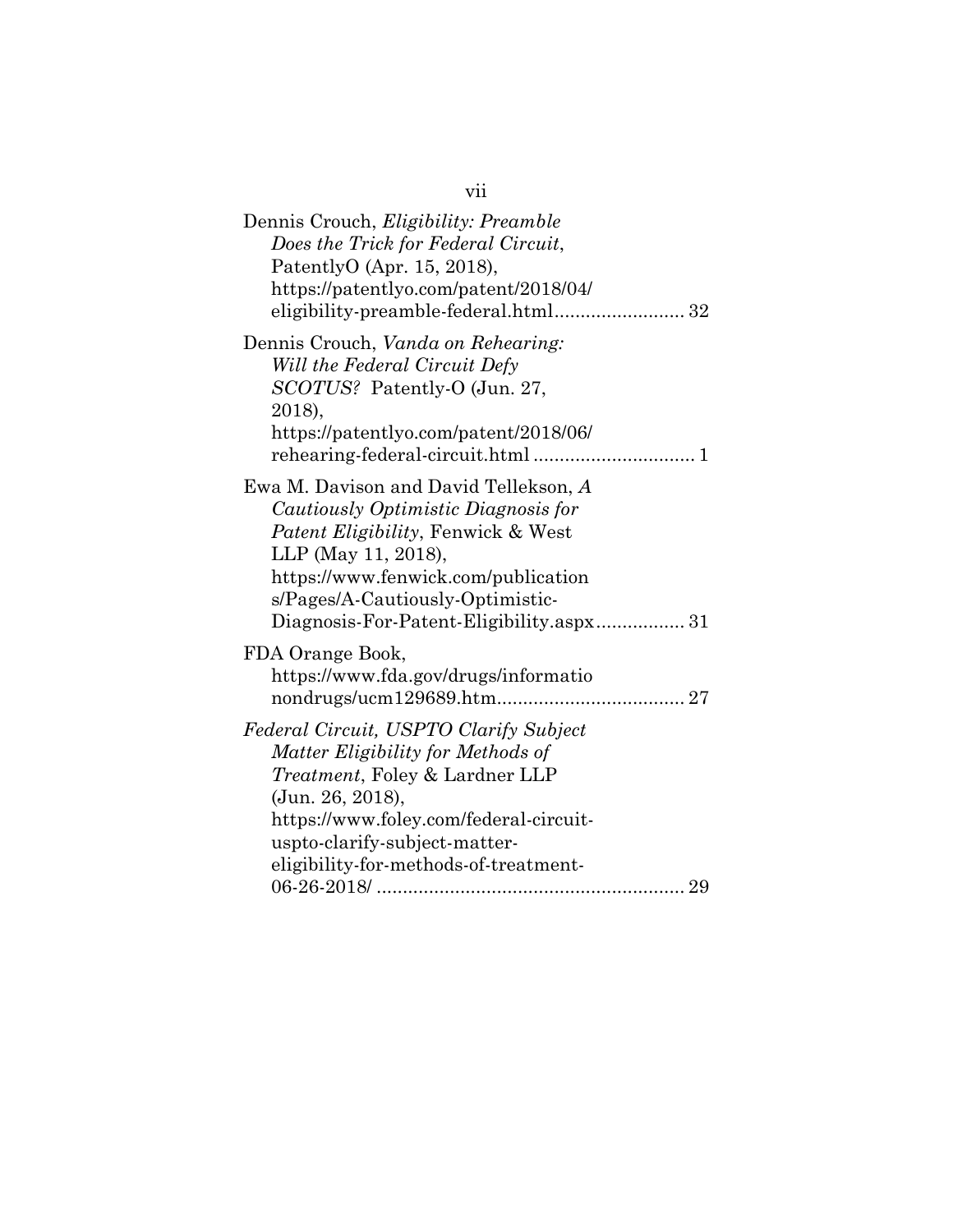Dennis Crouch, *Eligibility: Preamble Does the Trick for Federal Circuit*, PatentlyO (Apr. 15, 2018), https://patentlyo.com/patent/2018/04/eligibility-preamble-federal.html......................... 32

Dennis Crouch, *Vanda on Rehearing: Will the Federal Circuit Defy SCOTUS?* Patently-O (Jun. 27, 2018), https://patentlyo.com/patent/2018/06/rehearing-federal-circuit.html ............................... 1

Ewa M. Davison and David Tellekson, *A Cautiously Optimistic Diagnosis for Patent Eligibility*, Fenwick & West LLP (May 11, 2018), https://www.fenwick.com/publications/Pages/A-Cautiously-Optimistic-Diagnosis-For-Patent-Eligibility.aspx................. 31

FDA Orange Book, https://www.fda.gov/drugs/informationondrugs/ucm129689.htm.................................... 27

*Federal Circuit, USPTO Clarify Subject Matter Eligibility for Methods of Treatment*, Foley & Lardner LLP (Jun. 26, 2018), https://www.foley.com/federal-circuit-uspto-clarify-subject-matter-eligibility-for-methods-of-treatment-06-26-2018/ ........................................................... 29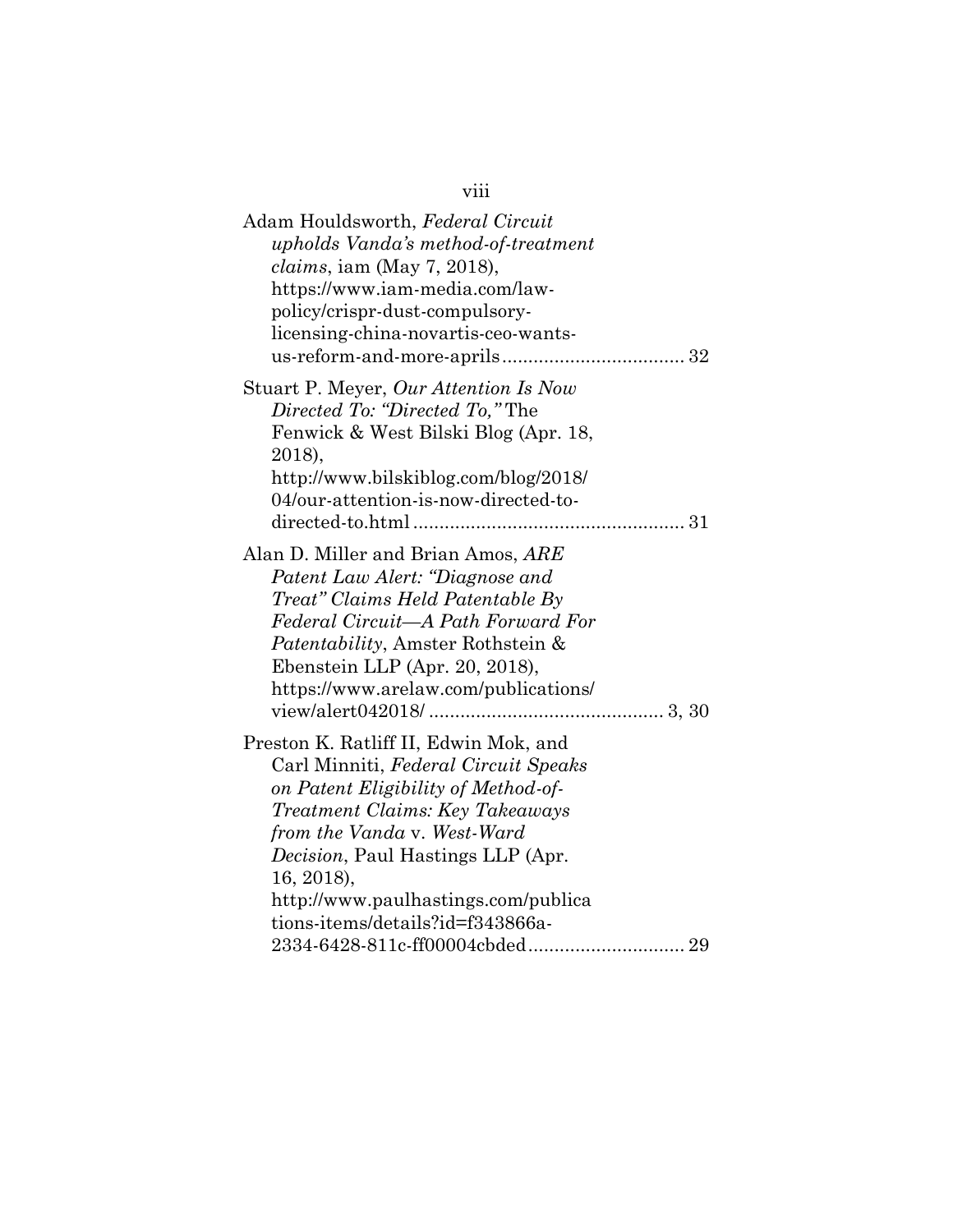Adam Houldsworth, *Federal Circuit upholds Vanda's method-of-treatment claims*, iam (May 7, 2018), https://www.iam-media.com/law-policy/crispr-dust-compulsory-licensing-china-novartis-ceo-wants-us-reform-and-more-aprils .................................. 32

Stuart P. Meyer, *Our Attention Is Now Directed To: "Directed To,"* The Fenwick & West Bilski Blog (Apr. 18, 2018), http://www.bilskiblog.com/blog/2018/04/our-attention-is-now-directed-to-directed-to.html .................................................... 31

Alan D. Miller and Brian Amos, *ARE Patent Law Alert: "Diagnose and Treat" Claims Held Patentable By Federal Circuit—A Path Forward For Patentability*, Amster Rothstein & Ebenstein LLP (Apr. 20, 2018), https://www.arelaw.com/publications/view/alert042018/ ............................................ 3, 30

Preston K. Ratliff II, Edwin Mok, and Carl Minniti, *Federal Circuit Speaks on Patent Eligibility of Method-of-Treatment Claims: Key Takeaways from the Vanda* v. *West-Ward Decision*, Paul Hastings LLP (Apr. 16, 2018), http://www.paulhastings.com/publications-items/details?id=f343866a-2334-6428-811c-ff00004cbded.............................. 29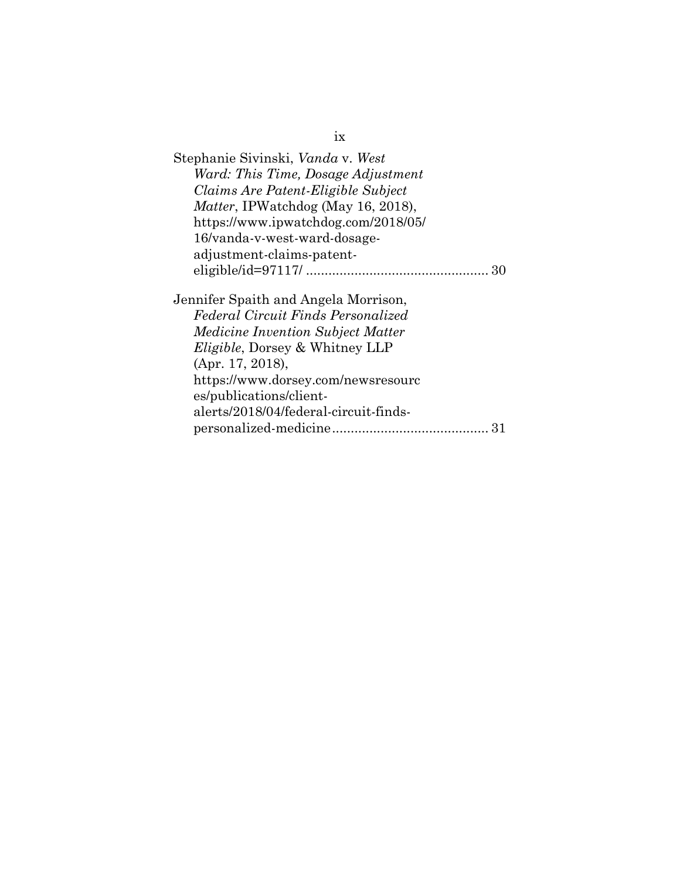Stephanie Sivinski, *Vanda* v. *West Ward: This Time, Dosage Adjustment Claims Are Patent-Eligible Subject Matter*, IPWatchdog (May 16, 2018), https://www.ipwatchdog.com/2018/05/16/vanda-v-west-ward-dosage-adjustment-claims-patent-eligible/id=97117/ ................................................ 30

Jennifer Spaith and Angela Morrison, *Federal Circuit Finds Personalized Medicine Invention Subject Matter Eligible*, Dorsey & Whitney LLP (Apr. 17, 2018), https://www.dorsey.com/newsresources/publications/client-alerts/2018/04/federal-circuit-finds-personalized-medicine.......................................... 31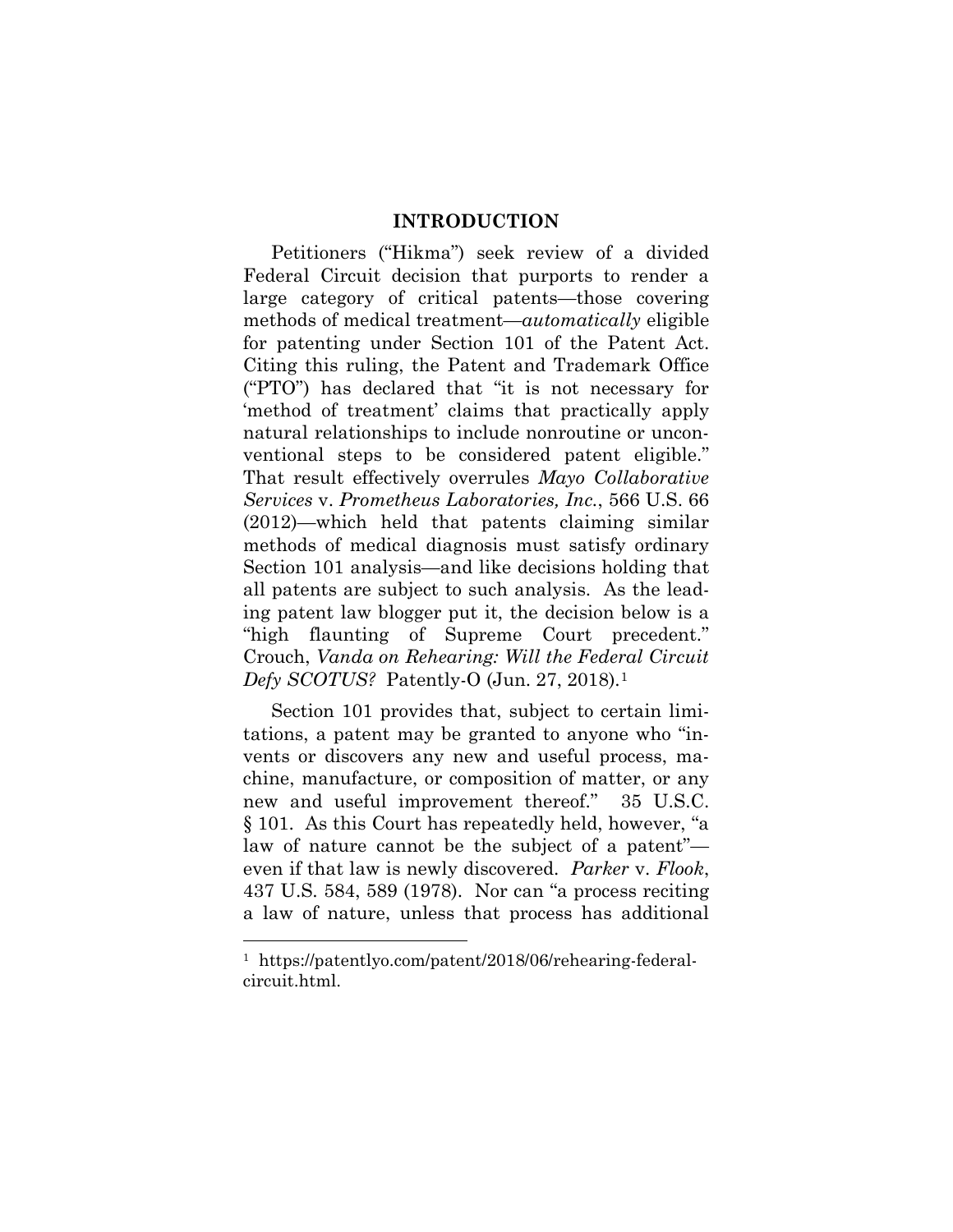## INTRODUCTION

Petitioners ("Hikma") seek review of a divided Federal Circuit decision that purports to render a large category of critical patents—those covering methods of medical treatment—*automatically* eligible for patenting under Section 101 of the Patent Act. Citing this ruling, the Patent and Trademark Office ("PTO") has declared that "it is not necessary for 'method of treatment' claims that practically apply natural relationships to include nonroutine or unconventional steps to be considered patent eligible." That result effectively overrules *Mayo Collaborative Services* v. *Prometheus Laboratories, Inc.*, 566 U.S. 66 (2012)—which held that patents claiming similar methods of medical diagnosis must satisfy ordinary Section 101 analysis—and like decisions holding that all patents are subject to such analysis. As the leading patent law blogger put it, the decision below is a "high flaunting of Supreme Court precedent." Crouch, *Vanda on Rehearing: Will the Federal Circuit Defy SCOTUS?* Patently-O (Jun. 27, 2018).[1]

Section 101 provides that, subject to certain limitations, a patent may be granted to anyone who "invents or discovers any new and useful process, machine, manufacture, or composition of matter, or any new and useful improvement thereof." 35 U.S.C. § 101. As this Court has repeatedly held, however, "a law of nature cannot be the subject of a patent"—even if that law is newly discovered. *Parker* v. *Flook*, 437 U.S. 584, 589 (1978). Nor can "a process reciting a law of nature, unless that process has additional

---

[1] https://patentlyo.com/patent/2018/06/rehearing-federal-circuit.html.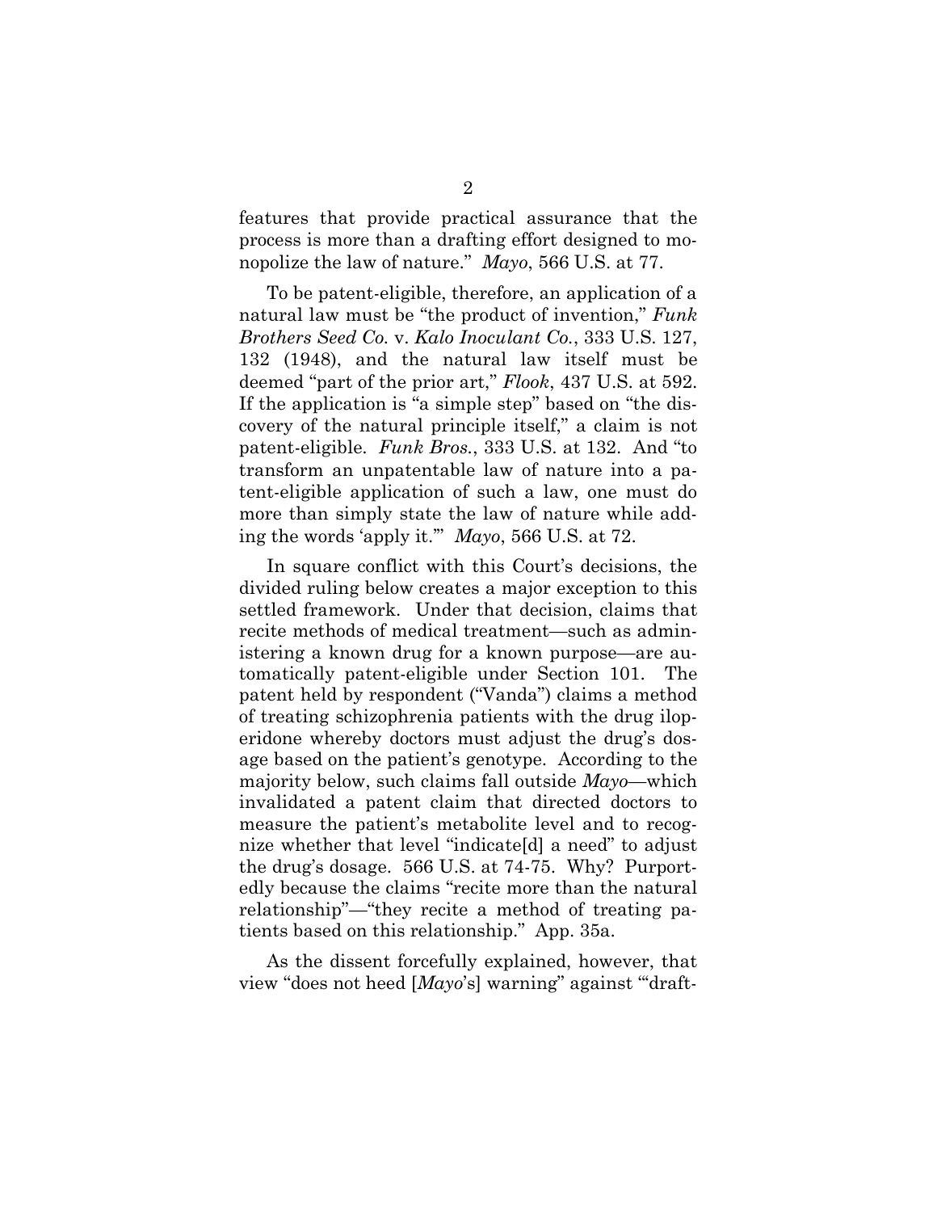features that provide practical assurance that the process is more than a drafting effort designed to monopolize the law of nature." *Mayo*, 566 U.S. at 77.

To be patent-eligible, therefore, an application of a natural law must be "the product of invention," *Funk Brothers Seed Co.* v. *Kalo Inoculant Co.*, 333 U.S. 127, 132 (1948), and the natural law itself must be deemed "part of the prior art," *Flook*, 437 U.S. at 592. If the application is "a simple step" based on "the discovery of the natural principle itself," a claim is not patent-eligible. *Funk Bros.*, 333 U.S. at 132. And "to transform an unpatentable law of nature into a patent-eligible application of such a law, one must do more than simply state the law of nature while adding the words 'apply it.'" *Mayo*, 566 U.S. at 72.

In square conflict with this Court's decisions, the divided ruling below creates a major exception to this settled framework. Under that decision, claims that recite methods of medical treatment—such as administering a known drug for a known purpose—are automatically patent-eligible under Section 101. The patent held by respondent ("Vanda") claims a method of treating schizophrenia patients with the drug iloperidone whereby doctors must adjust the drug's dosage based on the patient's genotype. According to the majority below, such claims fall outside *Mayo*—which invalidated a patent claim that directed doctors to measure the patient's metabolite level and to recognize whether that level "indicate[d] a need" to adjust the drug's dosage. 566 U.S. at 74-75. Why? Purportedly because the claims "recite more than the natural relationship"—"they recite a method of treating patients based on this relationship." App. 35a.

As the dissent forcefully explained, however, that view "does not heed [*Mayo*'s] warning" against "'draft-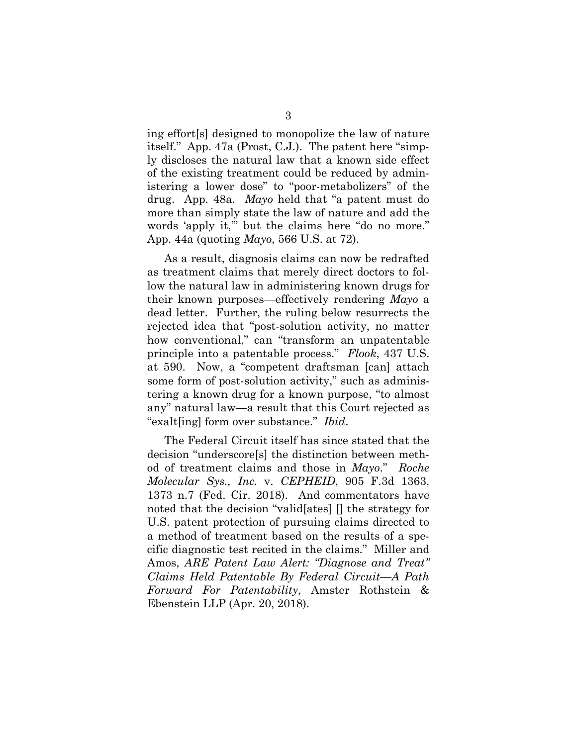ing effort[s] designed to monopolize the law of nature itself." App. 47a (Prost, C.J.). The patent here "simply discloses the natural law that a known side effect of the existing treatment could be reduced by administering a lower dose" to "poor-metabolizers" of the drug. App. 48a. *Mayo* held that "a patent must do more than simply state the law of nature and add the words 'apply it,'" but the claims here "do no more." App. 44a (quoting *Mayo*, 566 U.S. at 72).

As a result, diagnosis claims can now be redrafted as treatment claims that merely direct doctors to follow the natural law in administering known drugs for their known purposes—effectively rendering *Mayo* a dead letter. Further, the ruling below resurrects the rejected idea that "post-solution activity, no matter how conventional," can "transform an unpatentable principle into a patentable process." *Flook*, 437 U.S. at 590. Now, a "competent draftsman [can] attach some form of post-solution activity," such as administering a known drug for a known purpose, "to almost any" natural law—a result that this Court rejected as "exalt[ing] form over substance." *Ibid*.

The Federal Circuit itself has since stated that the decision "underscore[s] the distinction between method of treatment claims and those in *Mayo*." *Roche Molecular Sys., Inc.* v. *CEPHEID*, 905 F.3d 1363, 1373 n.7 (Fed. Cir. 2018). And commentators have noted that the decision "valid[ates] [] the strategy for U.S. patent protection of pursuing claims directed to a method of treatment based on the results of a specific diagnostic test recited in the claims." Miller and Amos, *ARE Patent Law Alert: "Diagnose and Treat" Claims Held Patentable By Federal Circuit—A Path Forward For Patentability*, Amster Rothstein & Ebenstein LLP (Apr. 20, 2018).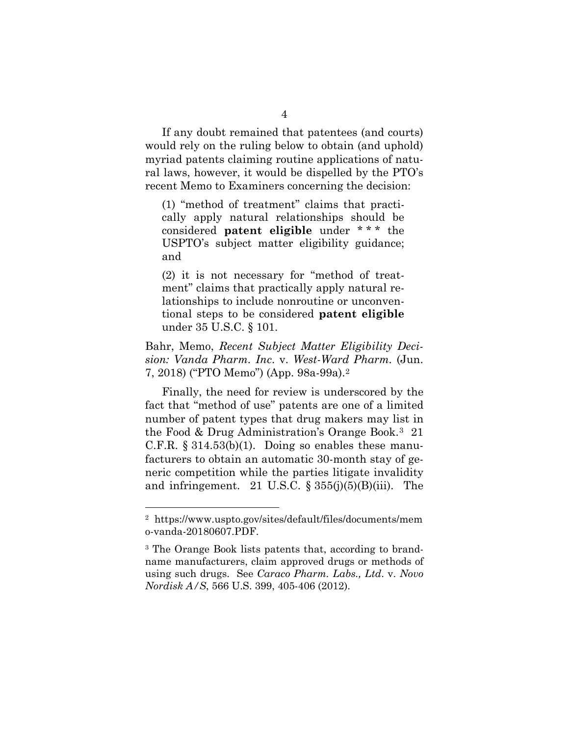If any doubt remained that patentees (and courts) would rely on the ruling below to obtain (and uphold) myriad patents claiming routine applications of natural laws, however, it would be dispelled by the PTO's recent Memo to Examiners concerning the decision:

> (1) "method of treatment" claims that practically apply natural relationships should be considered **patent eligible** under * * * the USPTO's subject matter eligibility guidance; and
>
> (2) it is not necessary for "method of treatment" claims that practically apply natural relationships to include nonroutine or unconventional steps to be considered **patent eligible** under 35 U.S.C. § 101.

Bahr, Memo, *Recent Subject Matter Eligibility Decision: Vanda Pharm. Inc.* v. *West-Ward Pharm.* (Jun. 7, 2018) ("PTO Memo") (App. 98a-99a).[2]

Finally, the need for review is underscored by the fact that "method of use" patents are one of a limited number of patent types that drug makers may list in the Food & Drug Administration's Orange Book.[3] 21 C.F.R. § 314.53(b)(1). Doing so enables these manufacturers to obtain an automatic 30-month stay of generic competition while the parties litigate invalidity and infringement. 21 U.S.C. § 355(j)(5)(B)(iii). The

---

[2] https://www.uspto.gov/sites/default/files/documents/memo-vanda-20180607.PDF.

[3] The Orange Book lists patents that, according to brand-name manufacturers, claim approved drugs or methods of using such drugs. See *Caraco Pharm. Labs., Ltd.* v. *Novo Nordisk A/S*, 566 U.S. 399, 405-406 (2012).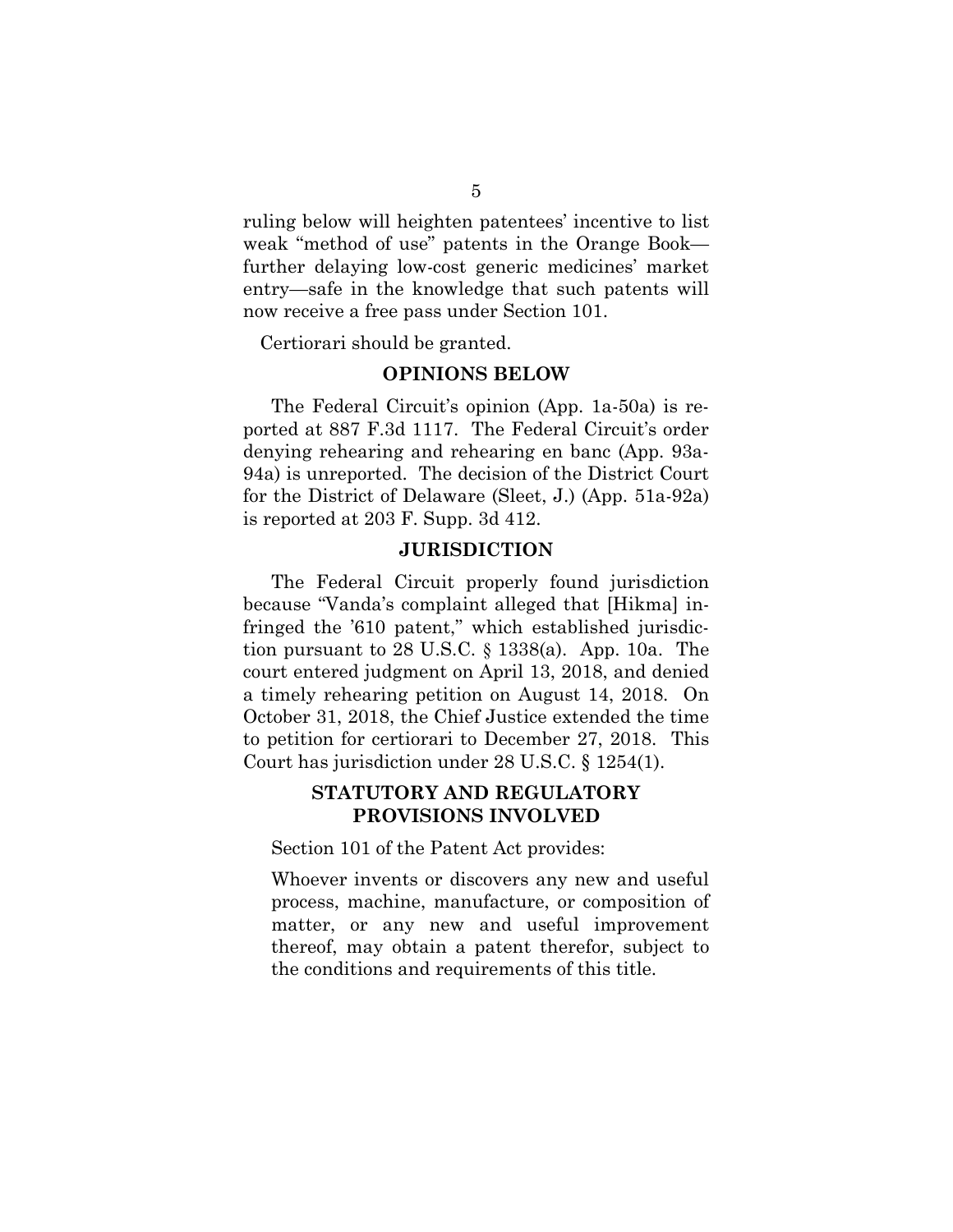ruling below will heighten patentees' incentive to list weak "method of use" patents in the Orange Book—further delaying low-cost generic medicines' market entry—safe in the knowledge that such patents will now receive a free pass under Section 101.

Certiorari should be granted.

## OPINIONS BELOW

The Federal Circuit's opinion (App. 1a-50a) is reported at 887 F.3d 1117. The Federal Circuit's order denying rehearing and rehearing en banc (App. 93a-94a) is unreported. The decision of the District Court for the District of Delaware (Sleet, J.) (App. 51a-92a) is reported at 203 F. Supp. 3d 412.

## JURISDICTION

The Federal Circuit properly found jurisdiction because "Vanda's complaint alleged that [Hikma] infringed the '610 patent," which established jurisdiction pursuant to 28 U.S.C. § 1338(a). App. 10a. The court entered judgment on April 13, 2018, and denied a timely rehearing petition on August 14, 2018. On October 31, 2018, the Chief Justice extended the time to petition for certiorari to December 27, 2018. This Court has jurisdiction under 28 U.S.C. § 1254(1).

## STATUTORY AND REGULATORY PROVISIONS INVOLVED

Section 101 of the Patent Act provides:

> Whoever invents or discovers any new and useful process, machine, manufacture, or composition of matter, or any new and useful improvement thereof, may obtain a patent therefor, subject to the conditions and requirements of this title.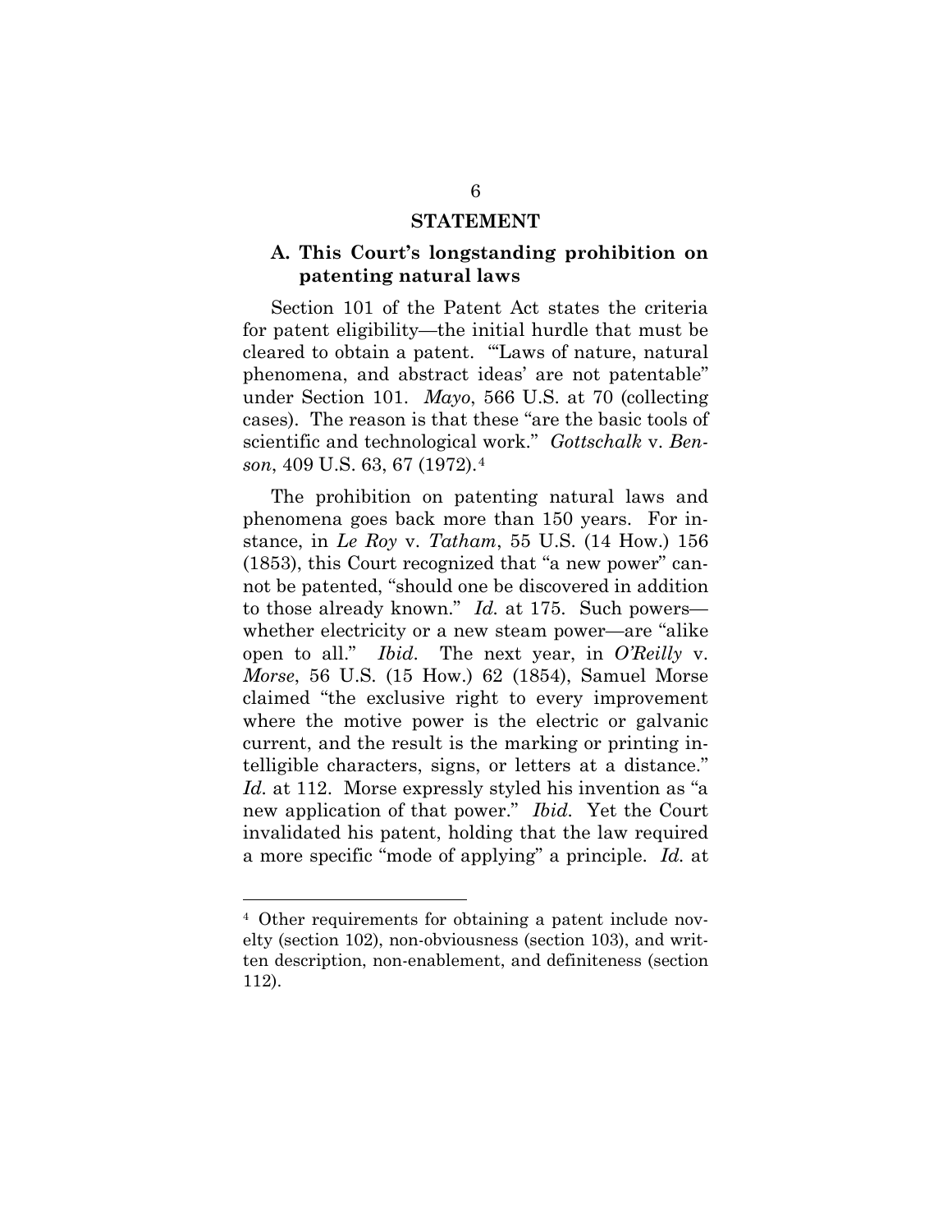## STATEMENT

### A. This Court's longstanding prohibition on patenting natural laws

Section 101 of the Patent Act states the criteria for patent eligibility—the initial hurdle that must be cleared to obtain a patent. "'Laws of nature, natural phenomena, and abstract ideas' are not patentable" under Section 101. *Mayo*, 566 U.S. at 70 (collecting cases). The reason is that these "are the basic tools of scientific and technological work." *Gottschalk* v. *Benson*, 409 U.S. 63, 67 (1972).[4]

The prohibition on patenting natural laws and phenomena goes back more than 150 years. For instance, in *Le Roy* v. *Tatham*, 55 U.S. (14 How.) 156 (1853), this Court recognized that "a new power" cannot be patented, "should one be discovered in addition to those already known." *Id.* at 175. Such powers—whether electricity or a new steam power—are "alike open to all." *Ibid*. The next year, in *O'Reilly* v. *Morse*, 56 U.S. (15 How.) 62 (1854), Samuel Morse claimed "the exclusive right to every improvement where the motive power is the electric or galvanic current, and the result is the marking or printing intelligible characters, signs, or letters at a distance." *Id.* at 112. Morse expressly styled his invention as "a new application of that power." *Ibid.* Yet the Court invalidated his patent, holding that the law required a more specific "mode of applying" a principle. *Id.* at

---

[4] Other requirements for obtaining a patent include novelty (section 102), non-obviousness (section 103), and written description, non-enablement, and definiteness (section 112).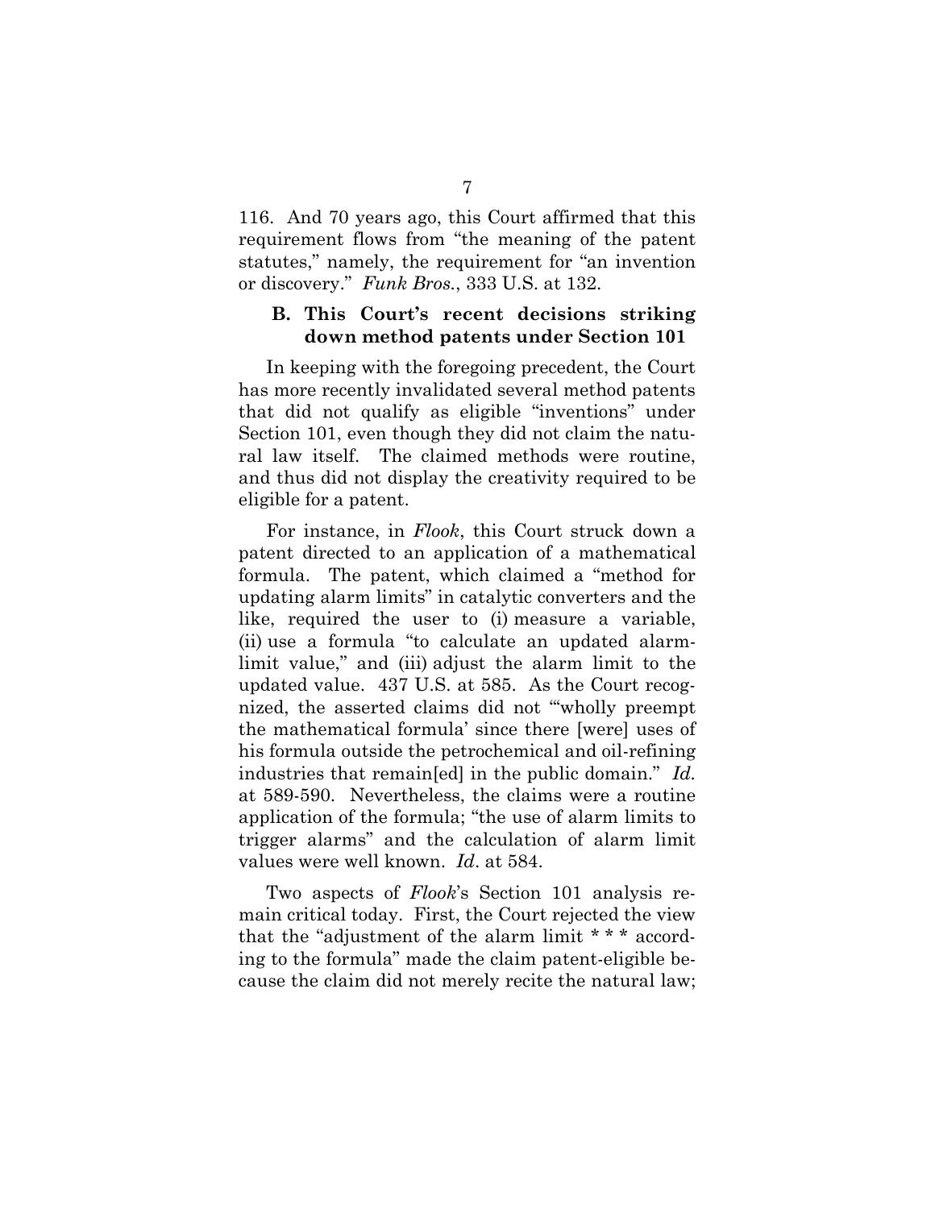116. And 70 years ago, this Court affirmed that this requirement flows from "the meaning of the patent statutes," namely, the requirement for "an invention or discovery." *Funk Bros.*, 333 U.S. at 132.

### B. This Court's recent decisions striking down method patents under Section 101

In keeping with the foregoing precedent, the Court has more recently invalidated several method patents that did not qualify as eligible "inventions" under Section 101, even though they did not claim the natural law itself. The claimed methods were routine, and thus did not display the creativity required to be eligible for a patent.

For instance, in *Flook*, this Court struck down a patent directed to an application of a mathematical formula. The patent, which claimed a "method for updating alarm limits" in catalytic converters and the like, required the user to (i) measure a variable, (ii) use a formula "to calculate an updated alarm-limit value," and (iii) adjust the alarm limit to the updated value. 437 U.S. at 585. As the Court recognized, the asserted claims did not "'wholly preempt the mathematical formula' since there [were] uses of his formula outside the petrochemical and oil-refining industries that remain[ed] in the public domain." *Id.* at 589-590. Nevertheless, the claims were a routine application of the formula; "the use of alarm limits to trigger alarms" and the calculation of alarm limit values were well known. *Id*. at 584.

Two aspects of *Flook*'s Section 101 analysis remain critical today. First, the Court rejected the view that the "adjustment of the alarm limit * * * according to the formula" made the claim patent-eligible because the claim did not merely recite the natural law;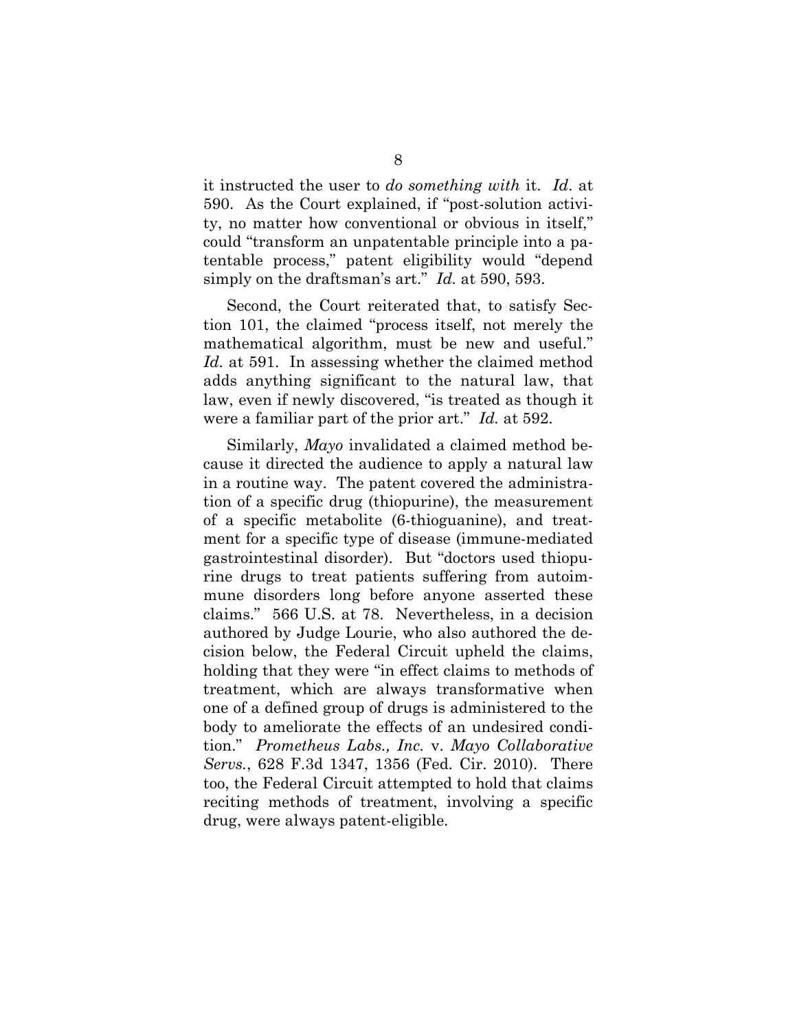it instructed the user to *do something with* it. *Id*. at 590. As the Court explained, if "post-solution activity, no matter how conventional or obvious in itself," could "transform an unpatentable principle into a patentable process," patent eligibility would "depend simply on the draftsman's art." *Id.* at 590, 593.

Second, the Court reiterated that, to satisfy Section 101, the claimed "process itself, not merely the mathematical algorithm, must be new and useful." *Id.* at 591. In assessing whether the claimed method adds anything significant to the natural law, that law, even if newly discovered, "is treated as though it were a familiar part of the prior art." *Id.* at 592.

Similarly, *Mayo* invalidated a claimed method because it directed the audience to apply a natural law in a routine way. The patent covered the administration of a specific drug (thiopurine), the measurement of a specific metabolite (6-thioguanine), and treatment for a specific type of disease (immune-mediated gastrointestinal disorder). But "doctors used thiopurine drugs to treat patients suffering from autoimmune disorders long before anyone asserted these claims." 566 U.S. at 78. Nevertheless, in a decision authored by Judge Lourie, who also authored the decision below, the Federal Circuit upheld the claims, holding that they were "in effect claims to methods of treatment, which are always transformative when one of a defined group of drugs is administered to the body to ameliorate the effects of an undesired condition." *Prometheus Labs., Inc.* v. *Mayo Collaborative Servs.*, 628 F.3d 1347, 1356 (Fed. Cir. 2010). There too, the Federal Circuit attempted to hold that claims reciting methods of treatment, involving a specific drug, were always patent-eligible.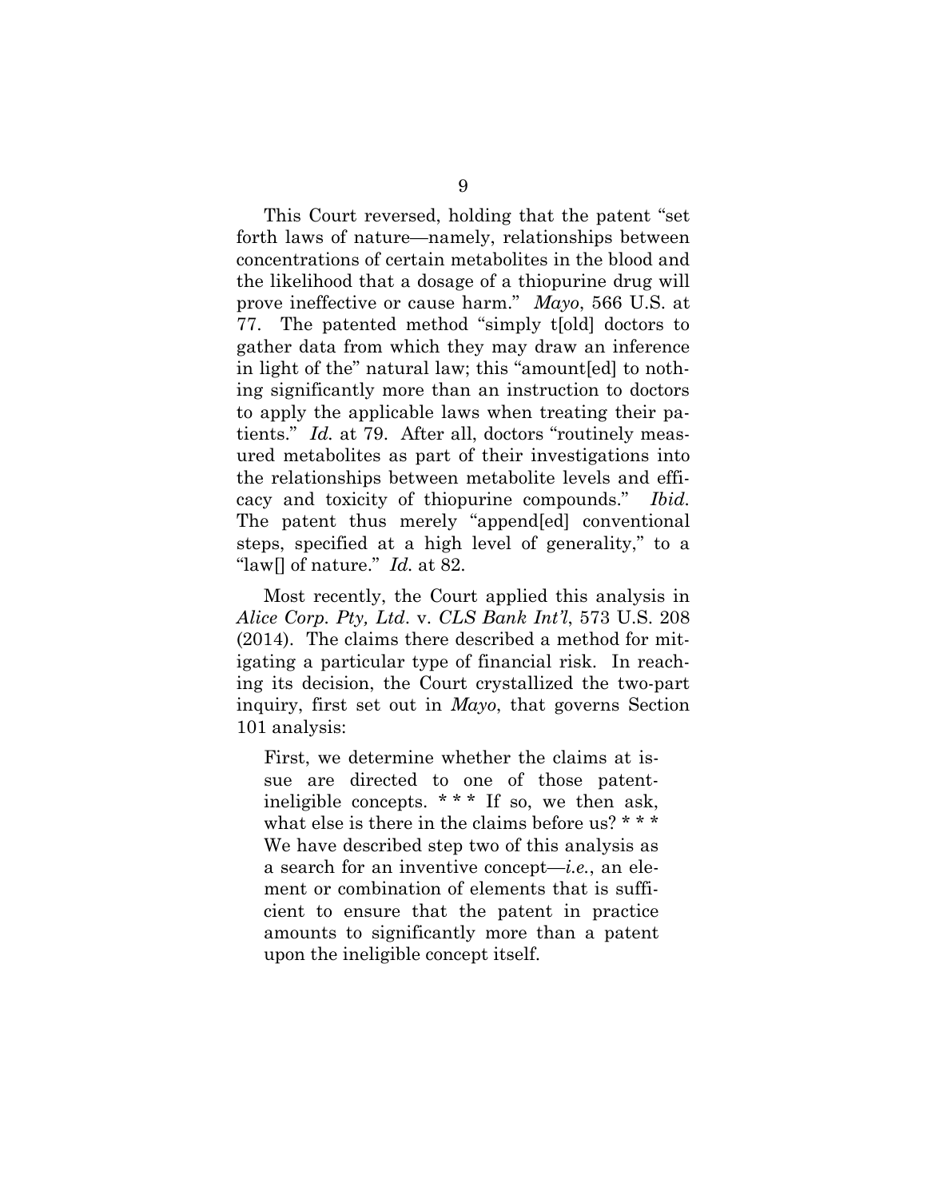This Court reversed, holding that the patent "set forth laws of nature—namely, relationships between concentrations of certain metabolites in the blood and the likelihood that a dosage of a thiopurine drug will prove ineffective or cause harm." *Mayo*, 566 U.S. at 77. The patented method "simply t[old] doctors to gather data from which they may draw an inference in light of the" natural law; this "amount[ed] to nothing significantly more than an instruction to doctors to apply the applicable laws when treating their patients." *Id.* at 79. After all, doctors "routinely measured metabolites as part of their investigations into the relationships between metabolite levels and efficacy and toxicity of thiopurine compounds." *Ibid.* The patent thus merely "append[ed] conventional steps, specified at a high level of generality," to a "law[] of nature." *Id.* at 82.

Most recently, the Court applied this analysis in *Alice Corp. Pty, Ltd*. v. *CLS Bank Int'l*, 573 U.S. 208 (2014). The claims there described a method for mitigating a particular type of financial risk. In reaching its decision, the Court crystallized the two-part inquiry, first set out in *Mayo*, that governs Section 101 analysis:

> First, we determine whether the claims at issue are directed to one of those patent-ineligible concepts. * * * If so, we then ask, what else is there in the claims before us? * * * We have described step two of this analysis as a search for an inventive concept—*i.e.*, an element or combination of elements that is sufficient to ensure that the patent in practice amounts to significantly more than a patent upon the ineligible concept itself.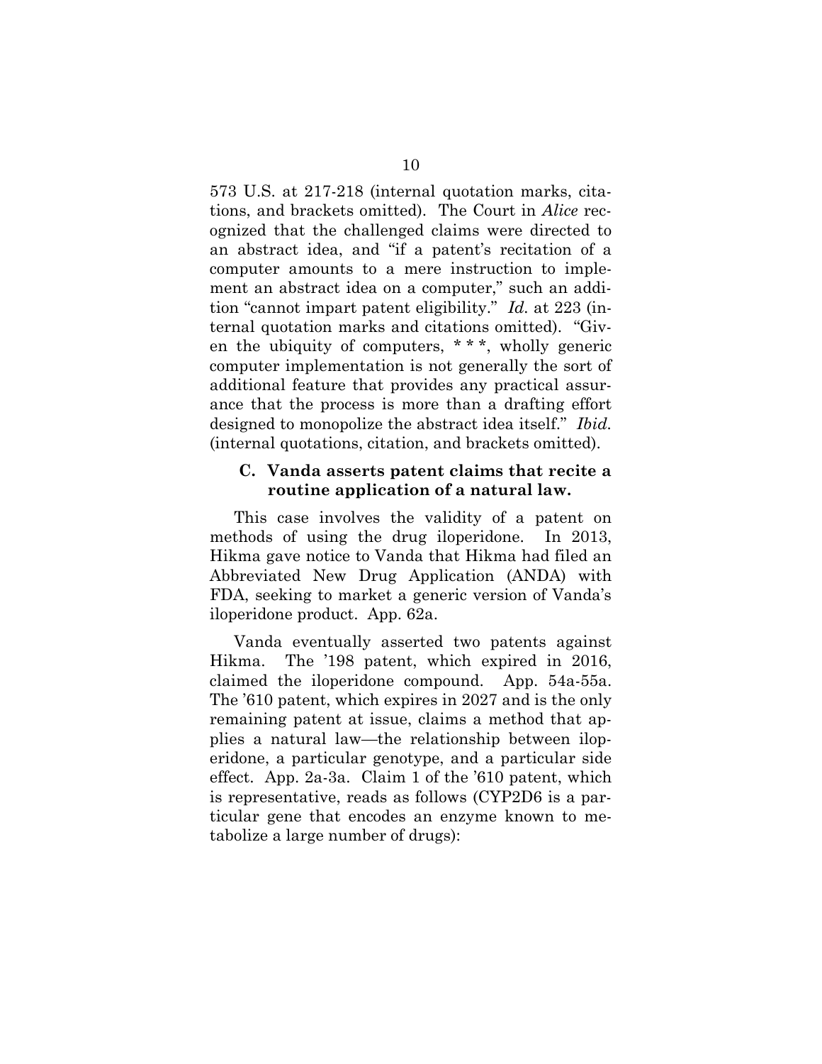573 U.S. at 217-218 (internal quotation marks, citations, and brackets omitted). The Court in *Alice* recognized that the challenged claims were directed to an abstract idea, and "if a patent's recitation of a computer amounts to a mere instruction to implement an abstract idea on a computer," such an addition "cannot impart patent eligibility." *Id.* at 223 (internal quotation marks and citations omitted). "Given the ubiquity of computers, * * *, wholly generic computer implementation is not generally the sort of additional feature that provides any practical assurance that the process is more than a drafting effort designed to monopolize the abstract idea itself." *Ibid.* (internal quotations, citation, and brackets omitted).

### C. Vanda asserts patent claims that recite a routine application of a natural law.

This case involves the validity of a patent on methods of using the drug iloperidone. In 2013, Hikma gave notice to Vanda that Hikma had filed an Abbreviated New Drug Application (ANDA) with FDA, seeking to market a generic version of Vanda's iloperidone product. App. 62a.

Vanda eventually asserted two patents against Hikma. The '198 patent, which expired in 2016, claimed the iloperidone compound. App. 54a-55a. The '610 patent, which expires in 2027 and is the only remaining patent at issue, claims a method that applies a natural law—the relationship between iloperidone, a particular genotype, and a particular side effect. App. 2a-3a. Claim 1 of the '610 patent, which is representative, reads as follows (CYP2D6 is a particular gene that encodes an enzyme known to metabolize a large number of drugs):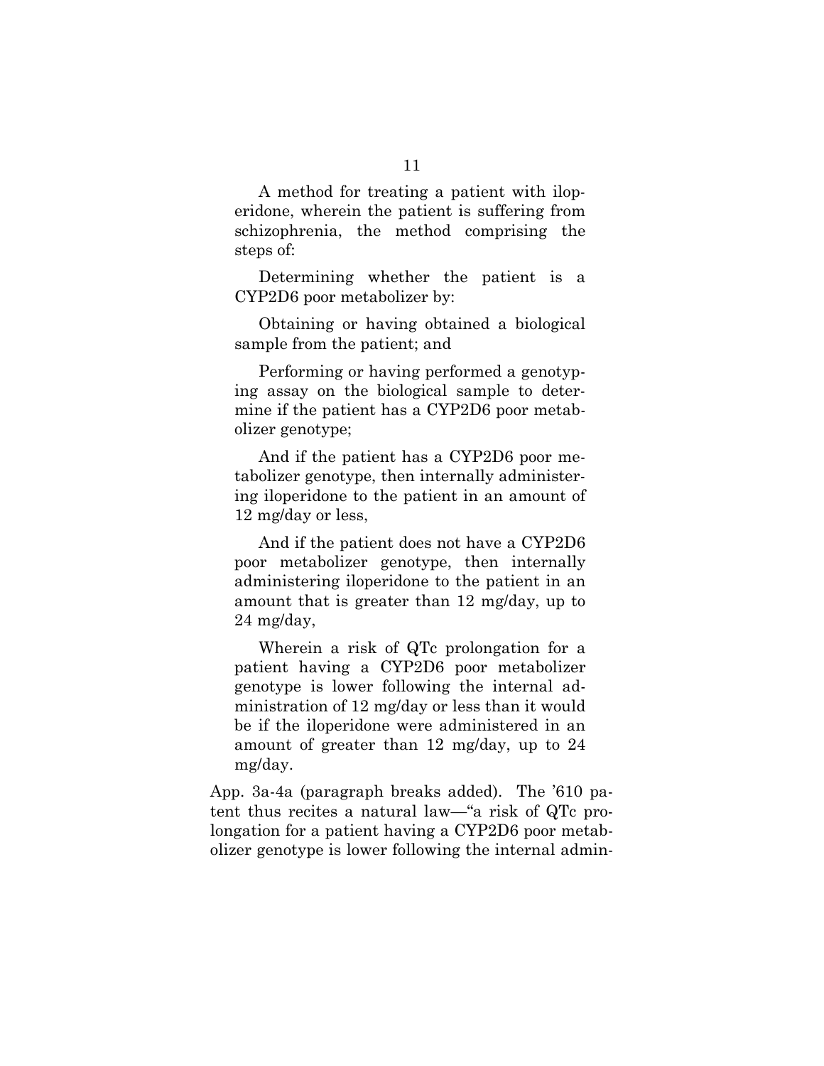A method for treating a patient with iloperidone, wherein the patient is suffering from schizophrenia, the method comprising the steps of:

Determining whether the patient is a CYP2D6 poor metabolizer by:

Obtaining or having obtained a biological sample from the patient; and

Performing or having performed a genotyping assay on the biological sample to determine if the patient has a CYP2D6 poor metabolizer genotype;

And if the patient has a CYP2D6 poor metabolizer genotype, then internally administering iloperidone to the patient in an amount of 12 mg/day or less,

And if the patient does not have a CYP2D6 poor metabolizer genotype, then internally administering iloperidone to the patient in an amount that is greater than 12 mg/day, up to 24 mg/day,

Wherein a risk of QTc prolongation for a patient having a CYP2D6 poor metabolizer genotype is lower following the internal administration of 12 mg/day or less than it would be if the iloperidone were administered in an amount of greater than 12 mg/day, up to 24 mg/day.

App. 3a-4a (paragraph breaks added). The '610 patent thus recites a natural law—"a risk of QTc prolongation for a patient having a CYP2D6 poor metabolizer genotype is lower following the internal admin-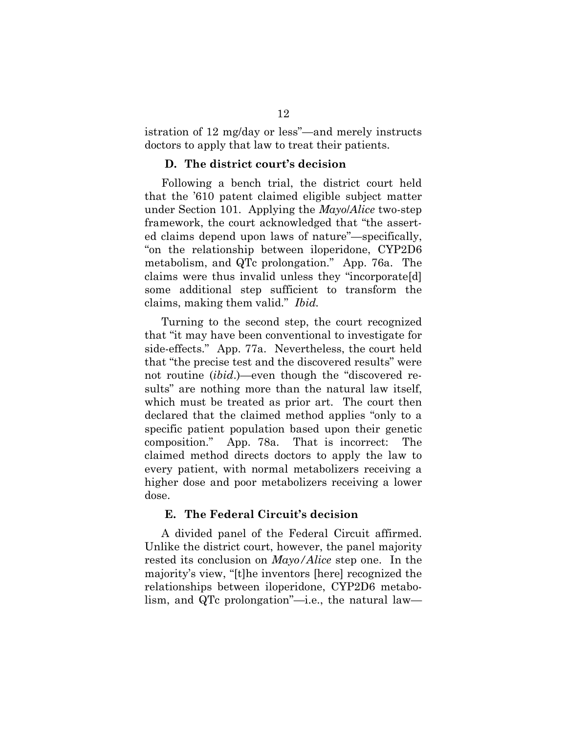istration of 12 mg/day or less"—and merely instructs doctors to apply that law to treat their patients.

### D. The district court's decision

Following a bench trial, the district court held that the '610 patent claimed eligible subject matter under Section 101. Applying the *Mayo*/*Alice* two-step framework, the court acknowledged that "the asserted claims depend upon laws of nature"—specifically, "on the relationship between iloperidone, CYP2D6 metabolism, and QTc prolongation." App. 76a. The claims were thus invalid unless they "incorporate[d] some additional step sufficient to transform the claims, making them valid." *Ibid.*

Turning to the second step, the court recognized that "it may have been conventional to investigate for side-effects." App. 77a. Nevertheless, the court held that "the precise test and the discovered results" were not routine (*ibid*.)—even though the "discovered results" are nothing more than the natural law itself, which must be treated as prior art. The court then declared that the claimed method applies "only to a specific patient population based upon their genetic composition." App. 78a. That is incorrect: The claimed method directs doctors to apply the law to every patient, with normal metabolizers receiving a higher dose and poor metabolizers receiving a lower dose.

### E. The Federal Circuit's decision

A divided panel of the Federal Circuit affirmed. Unlike the district court, however, the panel majority rested its conclusion on *Mayo/Alice* step one. In the majority's view, "[t]he inventors [here] recognized the relationships between iloperidone, CYP2D6 metabolism, and QTc prolongation"—i.e., the natural law—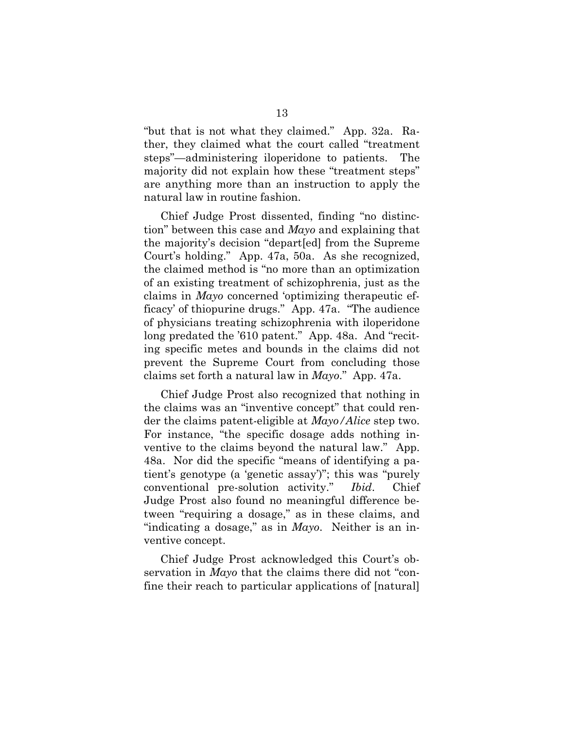"but that is not what they claimed." App. 32a. Rather, they claimed what the court called "treatment steps"—administering iloperidone to patients. The majority did not explain how these "treatment steps" are anything more than an instruction to apply the natural law in routine fashion.

Chief Judge Prost dissented, finding "no distinction" between this case and *Mayo* and explaining that the majority's decision "depart[ed] from the Supreme Court's holding." App. 47a, 50a. As she recognized, the claimed method is "no more than an optimization of an existing treatment of schizophrenia, just as the claims in *Mayo* concerned 'optimizing therapeutic efficacy' of thiopurine drugs." App. 47a. "The audience of physicians treating schizophrenia with iloperidone long predated the '610 patent." App. 48a. And "reciting specific metes and bounds in the claims did not prevent the Supreme Court from concluding those claims set forth a natural law in *Mayo*." App. 47a.

Chief Judge Prost also recognized that nothing in the claims was an "inventive concept" that could render the claims patent-eligible at *Mayo/Alice* step two. For instance, "the specific dosage adds nothing inventive to the claims beyond the natural law." App. 48a. Nor did the specific "means of identifying a patient's genotype (a 'genetic assay')"; this was "purely conventional pre-solution activity." *Ibid*. Chief Judge Prost also found no meaningful difference between "requiring a dosage," as in these claims, and "indicating a dosage," as in *Mayo*. Neither is an inventive concept.

Chief Judge Prost acknowledged this Court's observation in *Mayo* that the claims there did not "confine their reach to particular applications of [natural]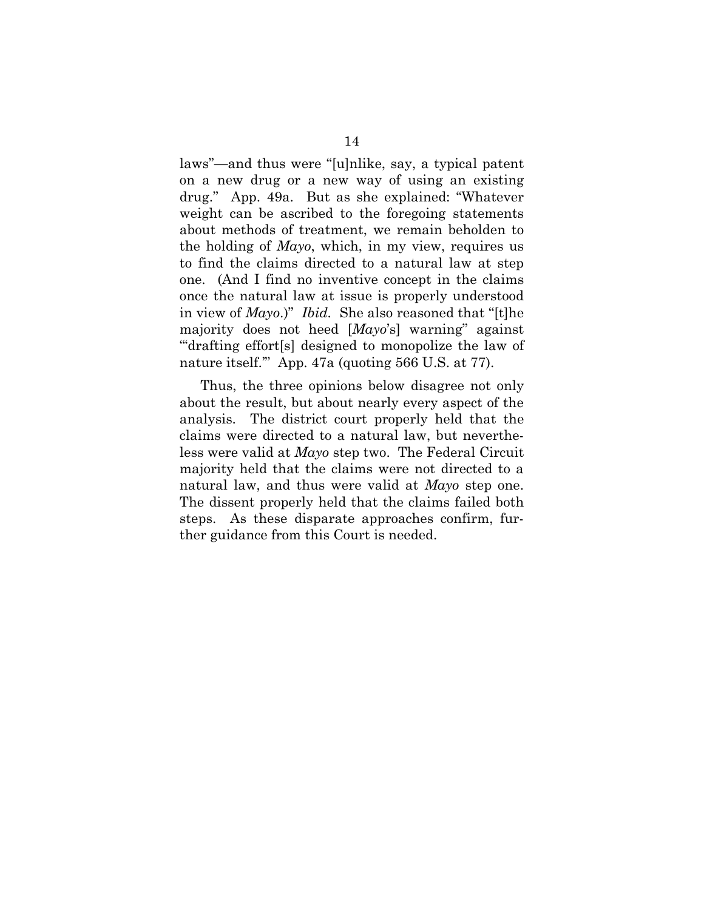laws"—and thus were "[u]nlike, say, a typical patent on a new drug or a new way of using an existing drug." App. 49a. But as she explained: "Whatever weight can be ascribed to the foregoing statements about methods of treatment, we remain beholden to the holding of *Mayo*, which, in my view, requires us to find the claims directed to a natural law at step one. (And I find no inventive concept in the claims once the natural law at issue is properly understood in view of *Mayo*.)" *Ibid*. She also reasoned that "[t]he majority does not heed [*Mayo*'s] warning" against "'drafting effort[s] designed to monopolize the law of nature itself.'" App. 47a (quoting 566 U.S. at 77).

Thus, the three opinions below disagree not only about the result, but about nearly every aspect of the analysis. The district court properly held that the claims were directed to a natural law, but nevertheless were valid at *Mayo* step two. The Federal Circuit majority held that the claims were not directed to a natural law, and thus were valid at *Mayo* step one. The dissent properly held that the claims failed both steps. As these disparate approaches confirm, further guidance from this Court is needed.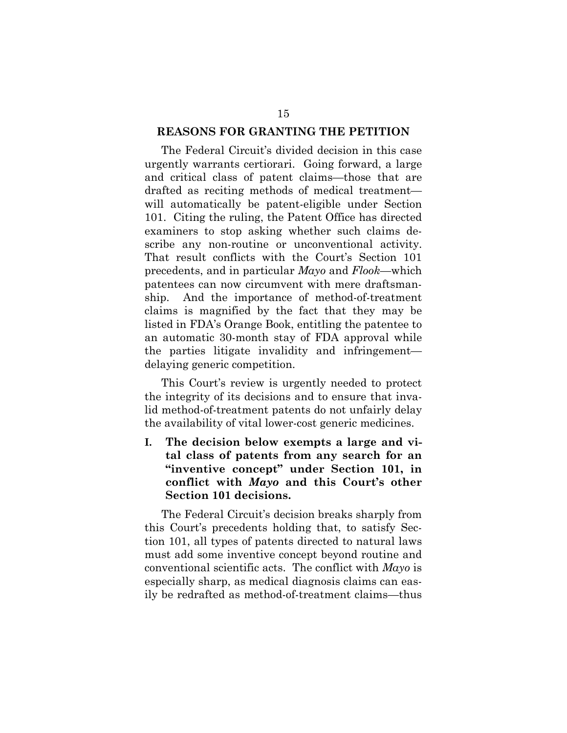## REASONS FOR GRANTING THE PETITION

The Federal Circuit's divided decision in this case urgently warrants certiorari. Going forward, a large and critical class of patent claims—those that are drafted as reciting methods of medical treatment—will automatically be patent-eligible under Section 101. Citing the ruling, the Patent Office has directed examiners to stop asking whether such claims describe any non-routine or unconventional activity. That result conflicts with the Court's Section 101 precedents, and in particular *Mayo* and *Flook*—which patentees can now circumvent with mere draftsmanship. And the importance of method-of-treatment claims is magnified by the fact that they may be listed in FDA's Orange Book, entitling the patentee to an automatic 30-month stay of FDA approval while the parties litigate invalidity and infringement—delaying generic competition.

This Court's review is urgently needed to protect the integrity of its decisions and to ensure that invalid method-of-treatment patents do not unfairly delay the availability of vital lower-cost generic medicines.

### I. The decision below exempts a large and vital class of patents from any search for an "inventive concept" under Section 101, in conflict with *Mayo* and this Court's other Section 101 decisions.

The Federal Circuit's decision breaks sharply from this Court's precedents holding that, to satisfy Section 101, all types of patents directed to natural laws must add some inventive concept beyond routine and conventional scientific acts. The conflict with *Mayo* is especially sharp, as medical diagnosis claims can easily be redrafted as method-of-treatment claims—thus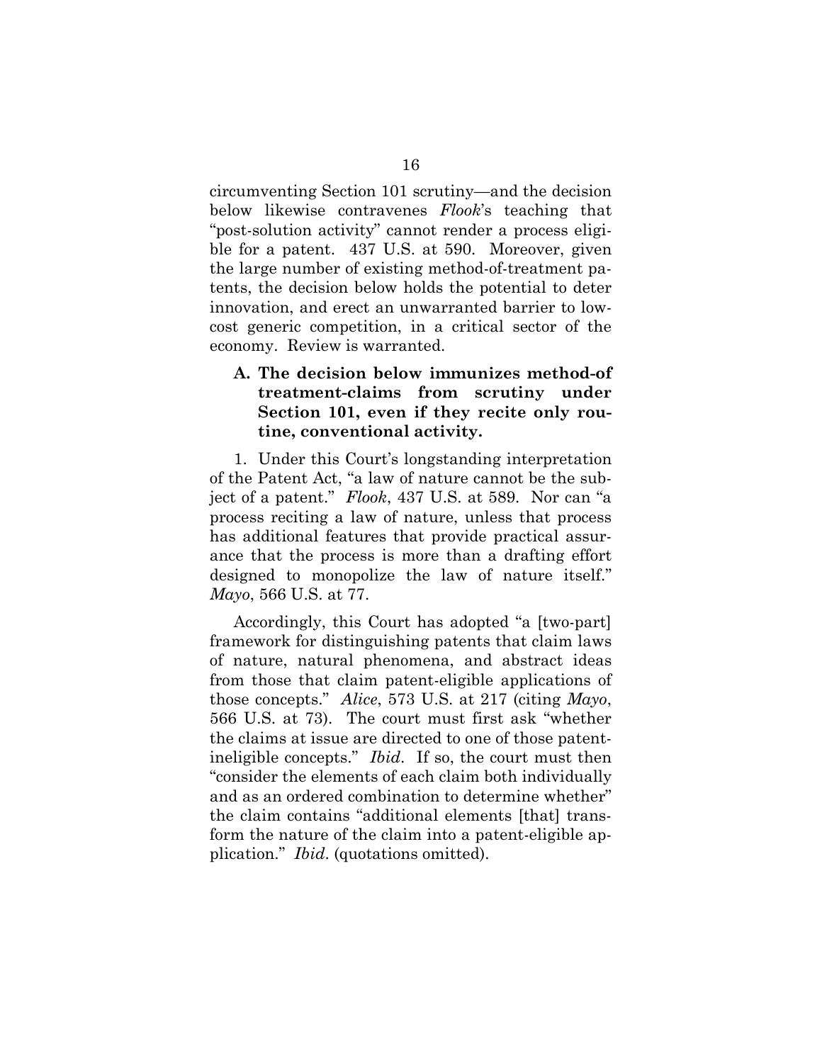circumventing Section 101 scrutiny—and the decision below likewise contravenes *Flook*'s teaching that "post-solution activity" cannot render a process eligible for a patent. 437 U.S. at 590. Moreover, given the large number of existing method-of-treatment patents, the decision below holds the potential to deter innovation, and erect an unwarranted barrier to low-cost generic competition, in a critical sector of the economy. Review is warranted.

### A. The decision below immunizes method-of treatment-claims from scrutiny under Section 101, even if they recite only routine, conventional activity.

1. Under this Court's longstanding interpretation of the Patent Act, "a law of nature cannot be the subject of a patent." *Flook*, 437 U.S. at 589. Nor can "a process reciting a law of nature, unless that process has additional features that provide practical assurance that the process is more than a drafting effort designed to monopolize the law of nature itself." *Mayo*, 566 U.S. at 77.

Accordingly, this Court has adopted "a [two-part] framework for distinguishing patents that claim laws of nature, natural phenomena, and abstract ideas from those that claim patent-eligible applications of those concepts." *Alice*, 573 U.S. at 217 (citing *Mayo*, 566 U.S. at 73). The court must first ask "whether the claims at issue are directed to one of those patent-ineligible concepts." *Ibid.* If so, the court must then "consider the elements of each claim both individually and as an ordered combination to determine whether" the claim contains "additional elements [that] transform the nature of the claim into a patent-eligible application." *Ibid.* (quotations omitted).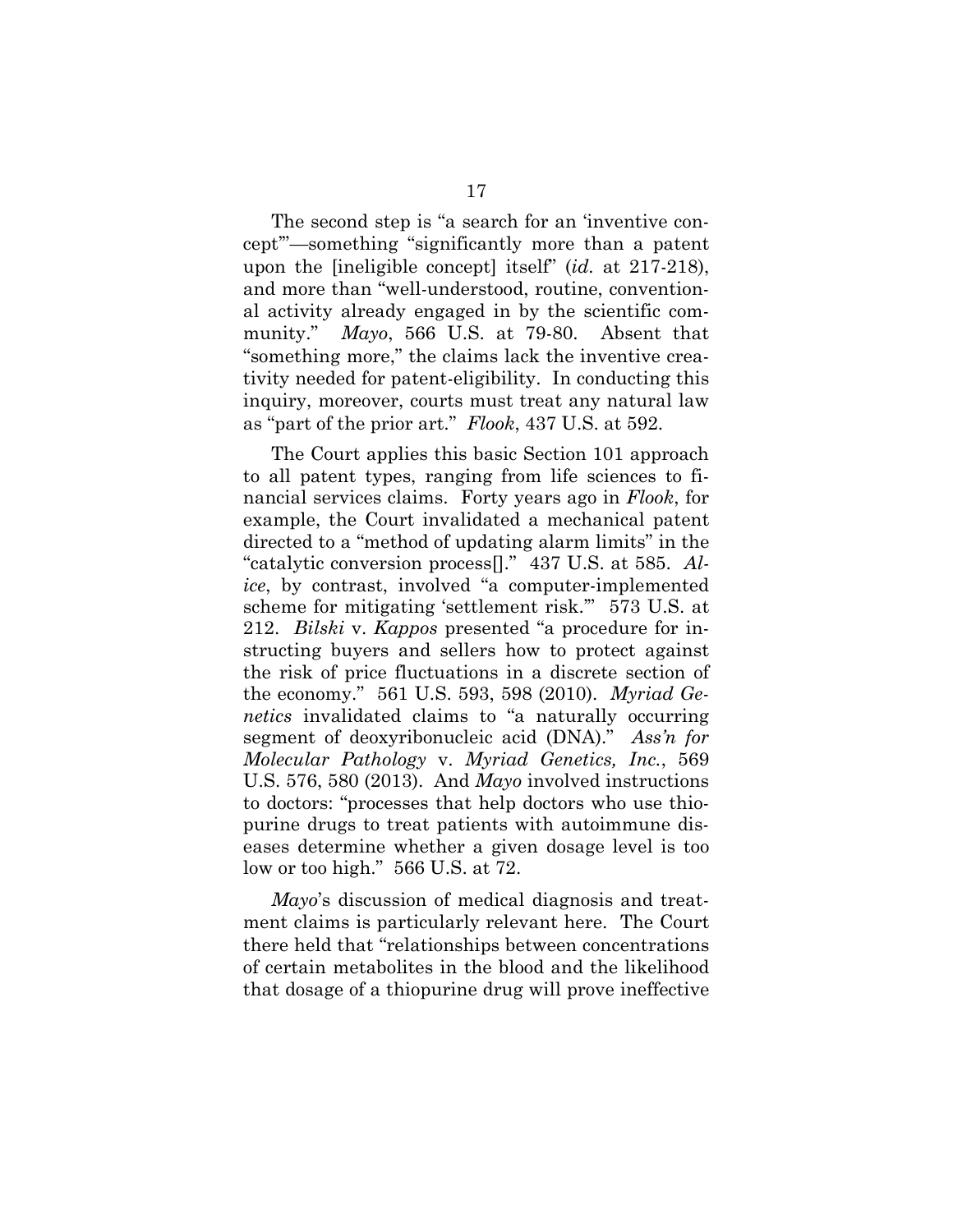The second step is "a search for an 'inventive concept'"—something "significantly more than a patent upon the [ineligible concept] itself" (*id.* at 217-218), and more than "well-understood, routine, conventional activity already engaged in by the scientific community." *Mayo*, 566 U.S. at 79-80. Absent that "something more," the claims lack the inventive creativity needed for patent-eligibility. In conducting this inquiry, moreover, courts must treat any natural law as "part of the prior art." *Flook*, 437 U.S. at 592.

The Court applies this basic Section 101 approach to all patent types, ranging from life sciences to financial services claims. Forty years ago in *Flook*, for example, the Court invalidated a mechanical patent directed to a "method of updating alarm limits" in the "catalytic conversion process[]." 437 U.S. at 585. *Alice*, by contrast, involved "a computer-implemented scheme for mitigating 'settlement risk.'" 573 U.S. at 212. *Bilski* v. *Kappos* presented "a procedure for instructing buyers and sellers how to protect against the risk of price fluctuations in a discrete section of the economy." 561 U.S. 593, 598 (2010). *Myriad Genetics* invalidated claims to "a naturally occurring segment of deoxyribonucleic acid (DNA)." *Ass'n for Molecular Pathology* v. *Myriad Genetics, Inc.*, 569 U.S. 576, 580 (2013). And *Mayo* involved instructions to doctors: "processes that help doctors who use thiopurine drugs to treat patients with autoimmune diseases determine whether a given dosage level is too low or too high." 566 U.S. at 72.

*Mayo*'s discussion of medical diagnosis and treatment claims is particularly relevant here. The Court there held that "relationships between concentrations of certain metabolites in the blood and the likelihood that dosage of a thiopurine drug will prove ineffective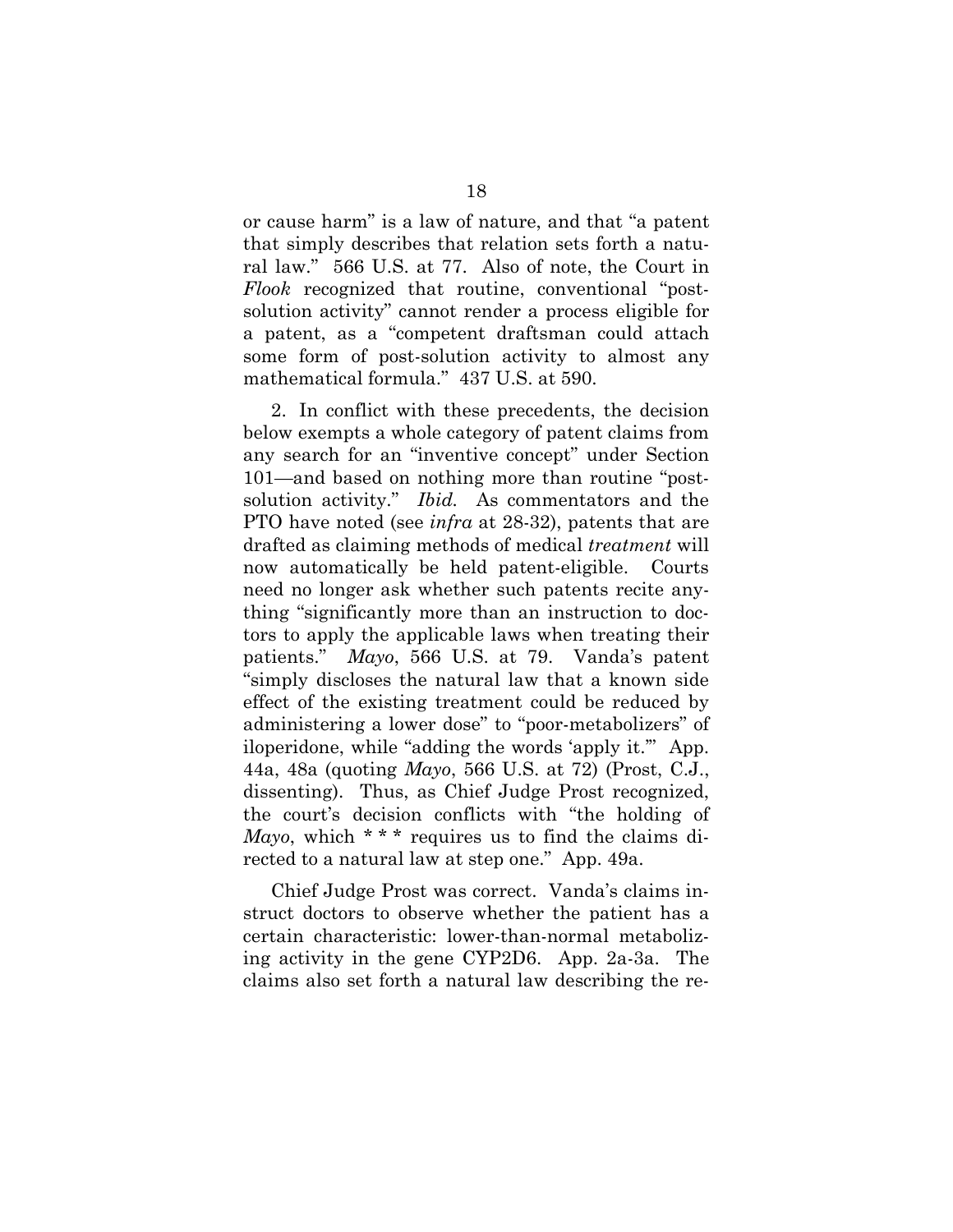or cause harm" is a law of nature, and that "a patent that simply describes that relation sets forth a natural law." 566 U.S. at 77. Also of note, the Court in *Flook* recognized that routine, conventional "post-solution activity" cannot render a process eligible for a patent, as a "competent draftsman could attach some form of post-solution activity to almost any mathematical formula." 437 U.S. at 590.

2. In conflict with these precedents, the decision below exempts a whole category of patent claims from any search for an "inventive concept" under Section 101—and based on nothing more than routine "post-solution activity." *Ibid.* As commentators and the PTO have noted (see *infra* at 28-32), patents that are drafted as claiming methods of medical *treatment* will now automatically be held patent-eligible. Courts need no longer ask whether such patents recite anything "significantly more than an instruction to doctors to apply the applicable laws when treating their patients." *Mayo*, 566 U.S. at 79. Vanda's patent "simply discloses the natural law that a known side effect of the existing treatment could be reduced by administering a lower dose" to "poor-metabolizers" of iloperidone, while "adding the words 'apply it.'" App. 44a, 48a (quoting *Mayo*, 566 U.S. at 72) (Prost, C.J., dissenting). Thus, as Chief Judge Prost recognized, the court's decision conflicts with "the holding of *Mayo*, which * * * requires us to find the claims directed to a natural law at step one." App. 49a.

Chief Judge Prost was correct. Vanda's claims instruct doctors to observe whether the patient has a certain characteristic: lower-than-normal metabolizing activity in the gene CYP2D6. App. 2a-3a. The claims also set forth a natural law describing the re-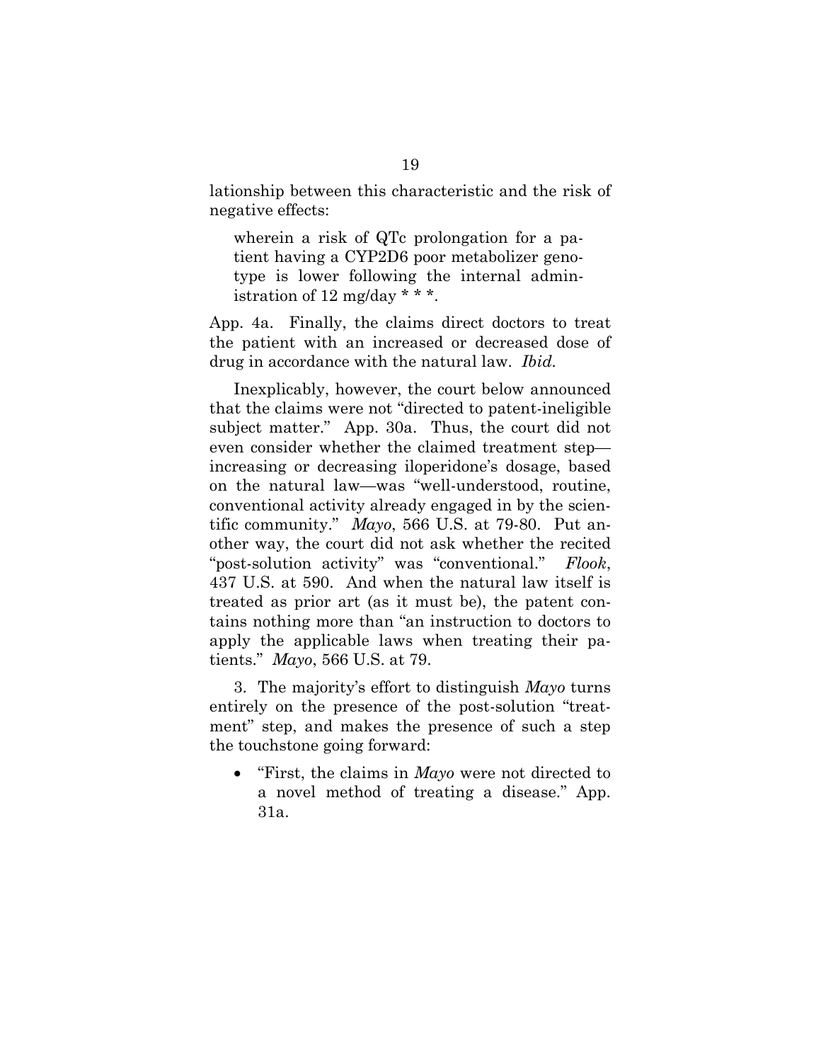lationship between this characteristic and the risk of negative effects:

> wherein a risk of QTc prolongation for a patient having a CYP2D6 poor metabolizer genotype is lower following the internal administration of 12 mg/day * * *.

App. 4a. Finally, the claims direct doctors to treat the patient with an increased or decreased dose of drug in accordance with the natural law. *Ibid.*

Inexplicably, however, the court below announced that the claims were not "directed to patent-ineligible subject matter." App. 30a. Thus, the court did not even consider whether the claimed treatment step—increasing or decreasing iloperidone's dosage, based on the natural law—was "well-understood, routine, conventional activity already engaged in by the scientific community." *Mayo*, 566 U.S. at 79-80. Put another way, the court did not ask whether the recited "post-solution activity" was "conventional." *Flook*, 437 U.S. at 590. And when the natural law itself is treated as prior art (as it must be), the patent contains nothing more than "an instruction to doctors to apply the applicable laws when treating their patients." *Mayo*, 566 U.S. at 79.

3. The majority's effort to distinguish *Mayo* turns entirely on the presence of the post-solution "treatment" step, and makes the presence of such a step the touchstone going forward:

- "First, the claims in *Mayo* were not directed to a novel method of treating a disease." App. 31a.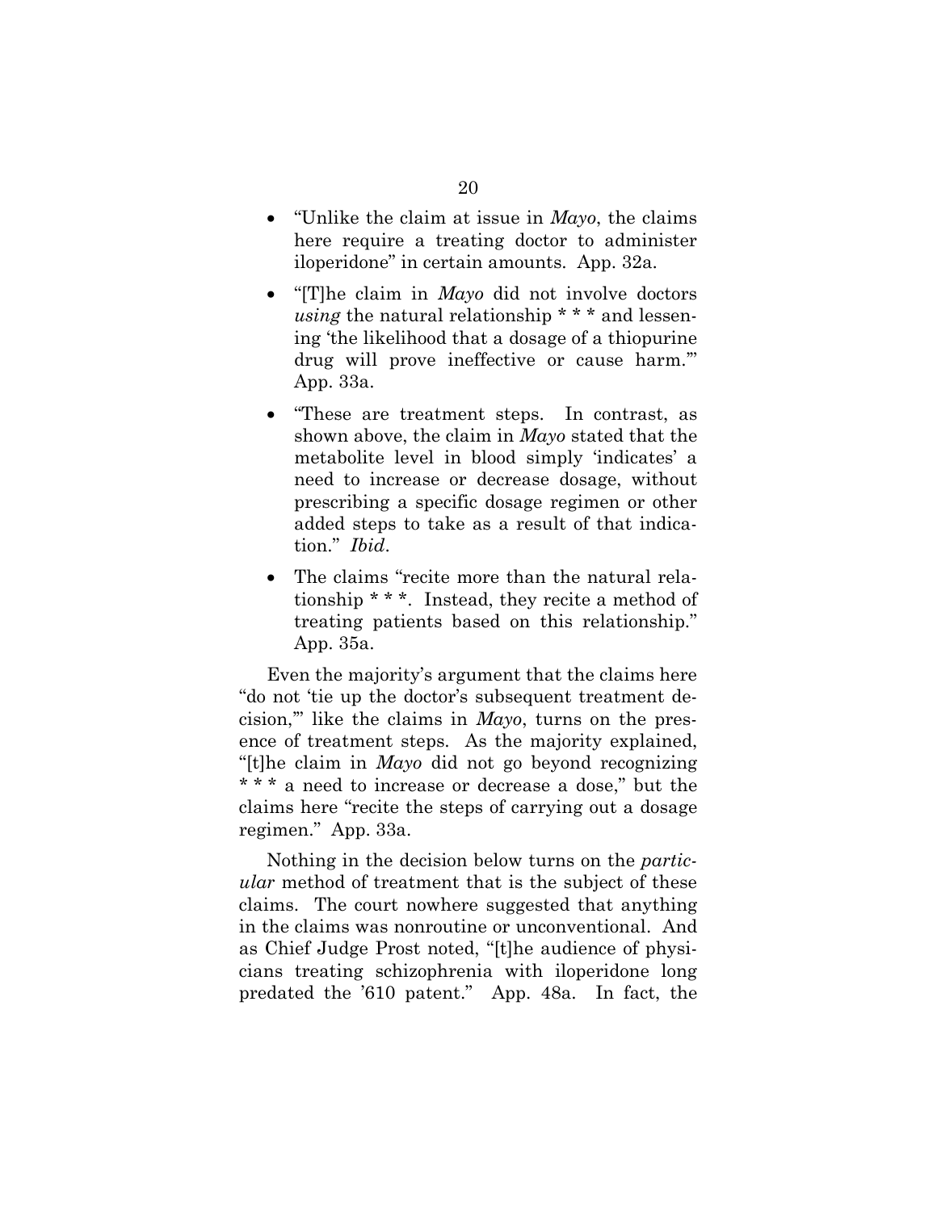- "Unlike the claim at issue in *Mayo*, the claims here require a treating doctor to administer iloperidone" in certain amounts. App. 32a.
- "[T]he claim in *Mayo* did not involve doctors *using* the natural relationship * * * and lessening 'the likelihood that a dosage of a thiopurine drug will prove ineffective or cause harm.'" App. 33a.
- "These are treatment steps. In contrast, as shown above, the claim in *Mayo* stated that the metabolite level in blood simply 'indicates' a need to increase or decrease dosage, without prescribing a specific dosage regimen or other added steps to take as a result of that indication." *Ibid*.
- The claims "recite more than the natural relationship * * *. Instead, they recite a method of treating patients based on this relationship." App. 35a.

Even the majority's argument that the claims here "do not 'tie up the doctor's subsequent treatment decision,'" like the claims in *Mayo*, turns on the presence of treatment steps. As the majority explained, "[t]he claim in *Mayo* did not go beyond recognizing * * * a need to increase or decrease a dose," but the claims here "recite the steps of carrying out a dosage regimen." App. 33a.

Nothing in the decision below turns on the *particular* method of treatment that is the subject of these claims. The court nowhere suggested that anything in the claims was nonroutine or unconventional. And as Chief Judge Prost noted, "[t]he audience of physicians treating schizophrenia with iloperidone long predated the '610 patent." App. 48a. In fact, the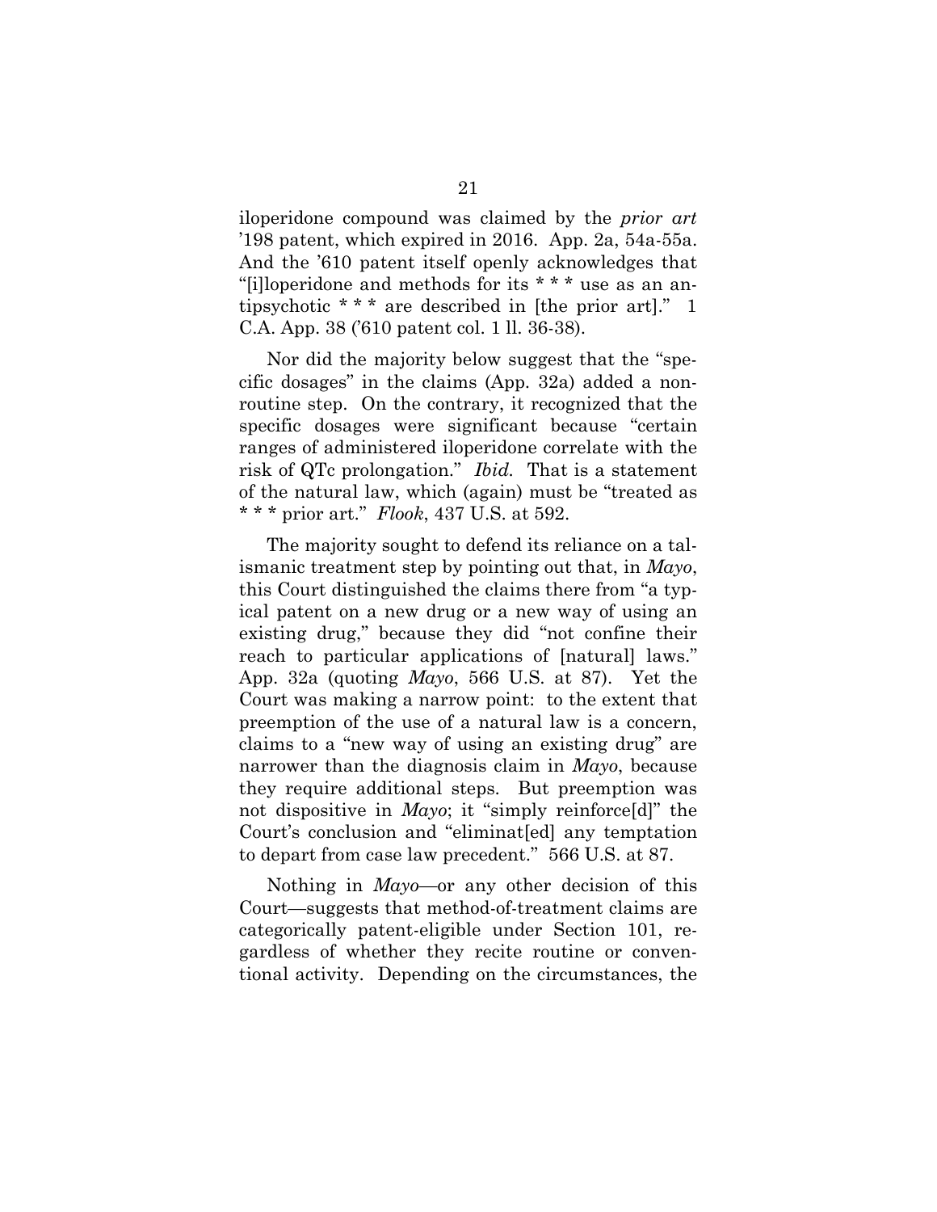iloperidone compound was claimed by the *prior art* '198 patent, which expired in 2016. App. 2a, 54a-55a. And the '610 patent itself openly acknowledges that "[i]loperidone and methods for its * * * use as an antipsychotic * * * are described in [the prior art]." 1 C.A. App. 38 ('610 patent col. 1 ll. 36-38).

Nor did the majority below suggest that the "specific dosages" in the claims (App. 32a) added a non-routine step. On the contrary, it recognized that the specific dosages were significant because "certain ranges of administered iloperidone correlate with the risk of QTc prolongation." *Ibid.* That is a statement of the natural law, which (again) must be "treated as * * * prior art." *Flook*, 437 U.S. at 592.

The majority sought to defend its reliance on a talismanic treatment step by pointing out that, in *Mayo*, this Court distinguished the claims there from "a typical patent on a new drug or a new way of using an existing drug," because they did "not confine their reach to particular applications of [natural] laws." App. 32a (quoting *Mayo*, 566 U.S. at 87). Yet the Court was making a narrow point: to the extent that preemption of the use of a natural law is a concern, claims to a "new way of using an existing drug" are narrower than the diagnosis claim in *Mayo*, because they require additional steps. But preemption was not dispositive in *Mayo*; it "simply reinforce[d]" the Court's conclusion and "eliminat[ed] any temptation to depart from case law precedent." 566 U.S. at 87.

Nothing in *Mayo*—or any other decision of this Court—suggests that method-of-treatment claims are categorically patent-eligible under Section 101, regardless of whether they recite routine or conventional activity. Depending on the circumstances, the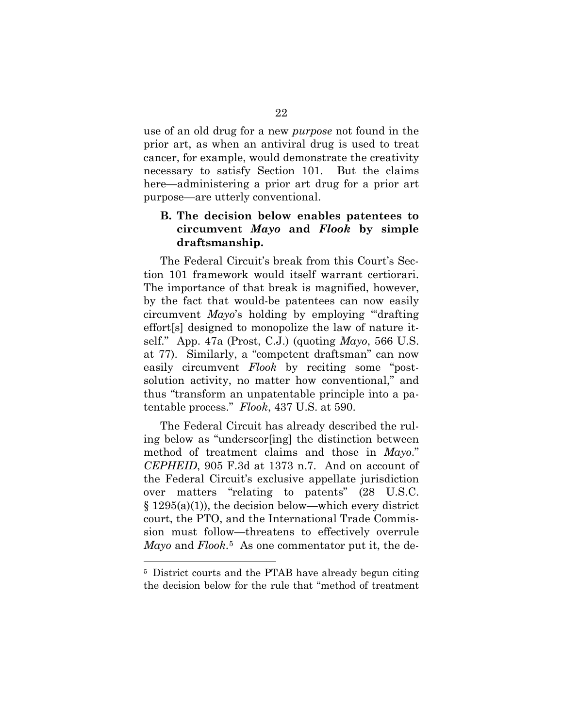use of an old drug for a new *purpose* not found in the prior art, as when an antiviral drug is used to treat cancer, for example, would demonstrate the creativity necessary to satisfy Section 101. But the claims here—administering a prior art drug for a prior art purpose—are utterly conventional.

### B. The decision below enables patentees to circumvent *Mayo* and *Flook* by simple draftsmanship.

The Federal Circuit's break from this Court's Section 101 framework would itself warrant certiorari. The importance of that break is magnified, however, by the fact that would-be patentees can now easily circumvent *Mayo*'s holding by employing "'drafting effort[s] designed to monopolize the law of nature itself." App. 47a (Prost, C.J.) (quoting *Mayo*, 566 U.S. at 77). Similarly, a "competent draftsman" can now easily circumvent *Flook* by reciting some "post-solution activity, no matter how conventional," and thus "transform an unpatentable principle into a patentable process." *Flook*, 437 U.S. at 590.

The Federal Circuit has already described the ruling below as "underscor[ing] the distinction between method of treatment claims and those in *Mayo*." *CEPHEID*, 905 F.3d at 1373 n.7. And on account of the Federal Circuit's exclusive appellate jurisdiction over matters "relating to patents" (28 U.S.C. § 1295(a)(1)), the decision below—which every district court, the PTO, and the International Trade Commission must follow—threatens to effectively overrule *Mayo* and *Flook*.[5] As one commentator put it, the de-

[5] District courts and the PTAB have already begun citing the decision below for the rule that "method of treatment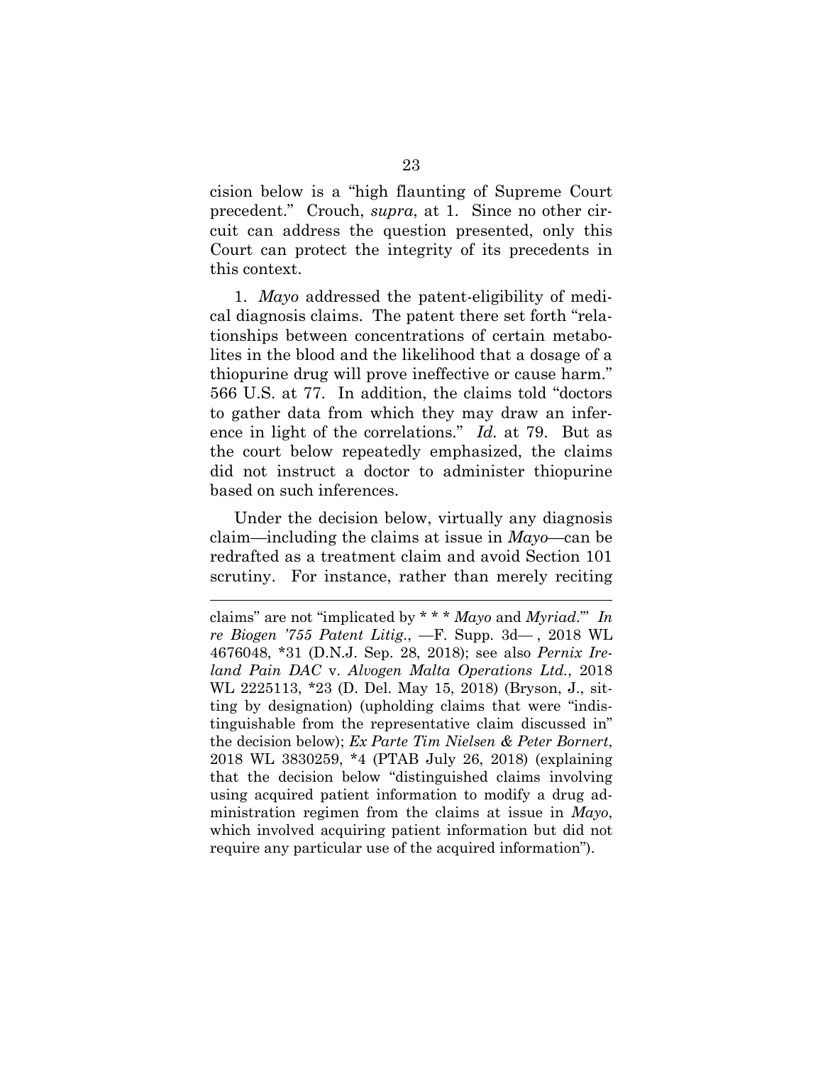cision below is a "high flaunting of Supreme Court precedent." Crouch, *supra*, at 1. Since no other circuit can address the question presented, only this Court can protect the integrity of its precedents in this context.

1. *Mayo* addressed the patent-eligibility of medical diagnosis claims. The patent there set forth "relationships between concentrations of certain metabolites in the blood and the likelihood that a dosage of a thiopurine drug will prove ineffective or cause harm." 566 U.S. at 77. In addition, the claims told "doctors to gather data from which they may draw an inference in light of the correlations." *Id.* at 79. But as the court below repeatedly emphasized, the claims did not instruct a doctor to administer thiopurine based on such inferences.

Under the decision below, virtually any diagnosis claim—including the claims at issue in *Mayo*—can be redrafted as a treatment claim and avoid Section 101 scrutiny. For instance, rather than merely reciting

---

claims" are not "implicated by * * * *Mayo* and *Myriad*."' *In re Biogen '755 Patent Litig.*, —F. Supp. 3d— , 2018 WL 4676048, *31 (D.N.J. Sep. 28, 2018); see also *Pernix Ireland Pain DAC* v. *Alvogen Malta Operations Ltd.*, 2018 WL 2225113, *23 (D. Del. May 15, 2018) (Bryson, J., sitting by designation) (upholding claims that were "indistinguishable from the representative claim discussed in" the decision below); *Ex Parte Tim Nielsen & Peter Bornert*, 2018 WL 3830259, *4 (PTAB July 26, 2018) (explaining that the decision below "distinguished claims involving using acquired patient information to modify a drug administration regimen from the claims at issue in *Mayo*, which involved acquiring patient information but did not require any particular use of the acquired information").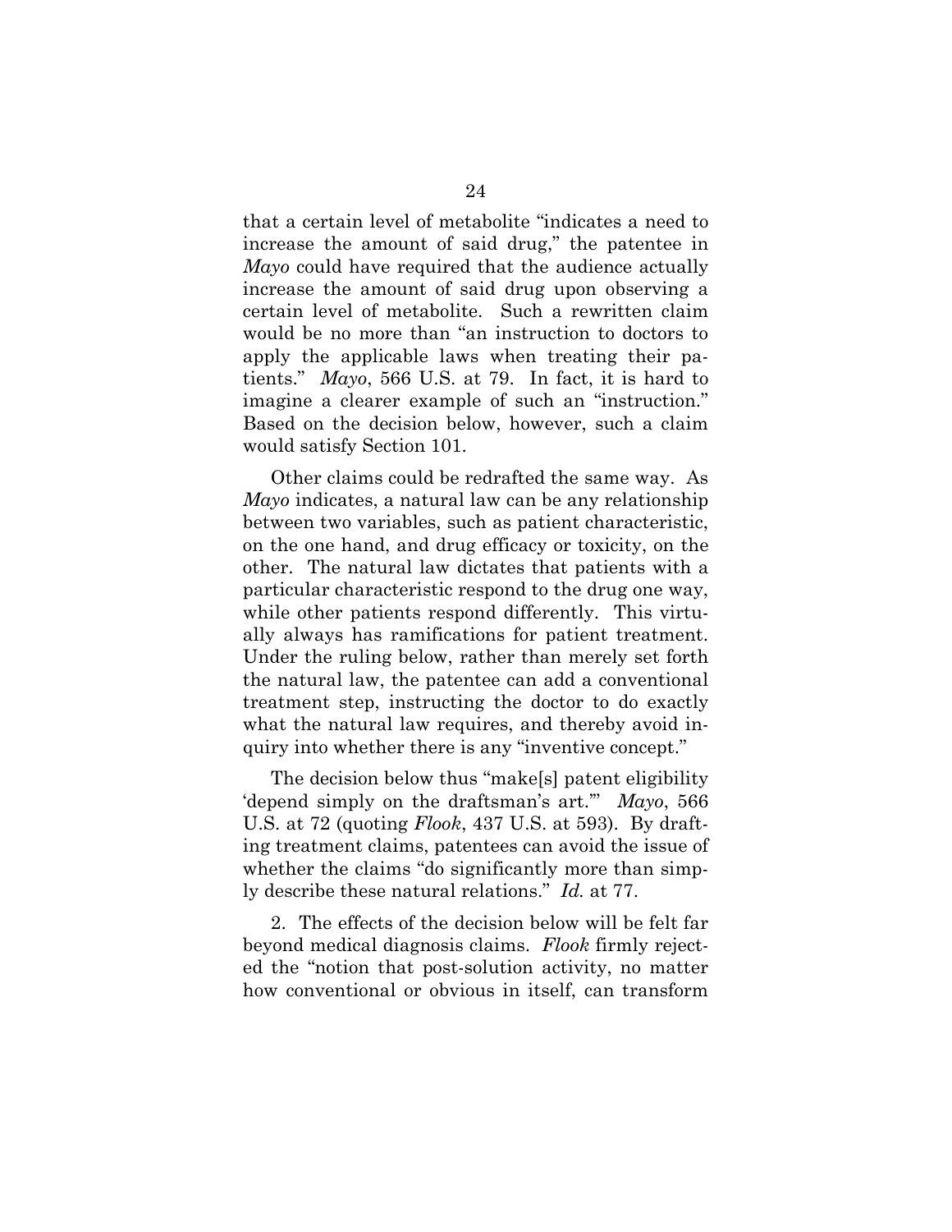that a certain level of metabolite "indicates a need to increase the amount of said drug," the patentee in *Mayo* could have required that the audience actually increase the amount of said drug upon observing a certain level of metabolite. Such a rewritten claim would be no more than "an instruction to doctors to apply the applicable laws when treating their patients." *Mayo*, 566 U.S. at 79. In fact, it is hard to imagine a clearer example of such an "instruction." Based on the decision below, however, such a claim would satisfy Section 101.

Other claims could be redrafted the same way. As *Mayo* indicates, a natural law can be any relationship between two variables, such as patient characteristic, on the one hand, and drug efficacy or toxicity, on the other. The natural law dictates that patients with a particular characteristic respond to the drug one way, while other patients respond differently. This virtually always has ramifications for patient treatment. Under the ruling below, rather than merely set forth the natural law, the patentee can add a conventional treatment step, instructing the doctor to do exactly what the natural law requires, and thereby avoid inquiry into whether there is any "inventive concept."

The decision below thus "make[s] patent eligibility 'depend simply on the draftsman's art.'" *Mayo*, 566 U.S. at 72 (quoting *Flook*, 437 U.S. at 593). By drafting treatment claims, patentees can avoid the issue of whether the claims "do significantly more than simply describe these natural relations." *Id.* at 77.

2. The effects of the decision below will be felt far beyond medical diagnosis claims. *Flook* firmly rejected the "notion that post-solution activity, no matter how conventional or obvious in itself, can transform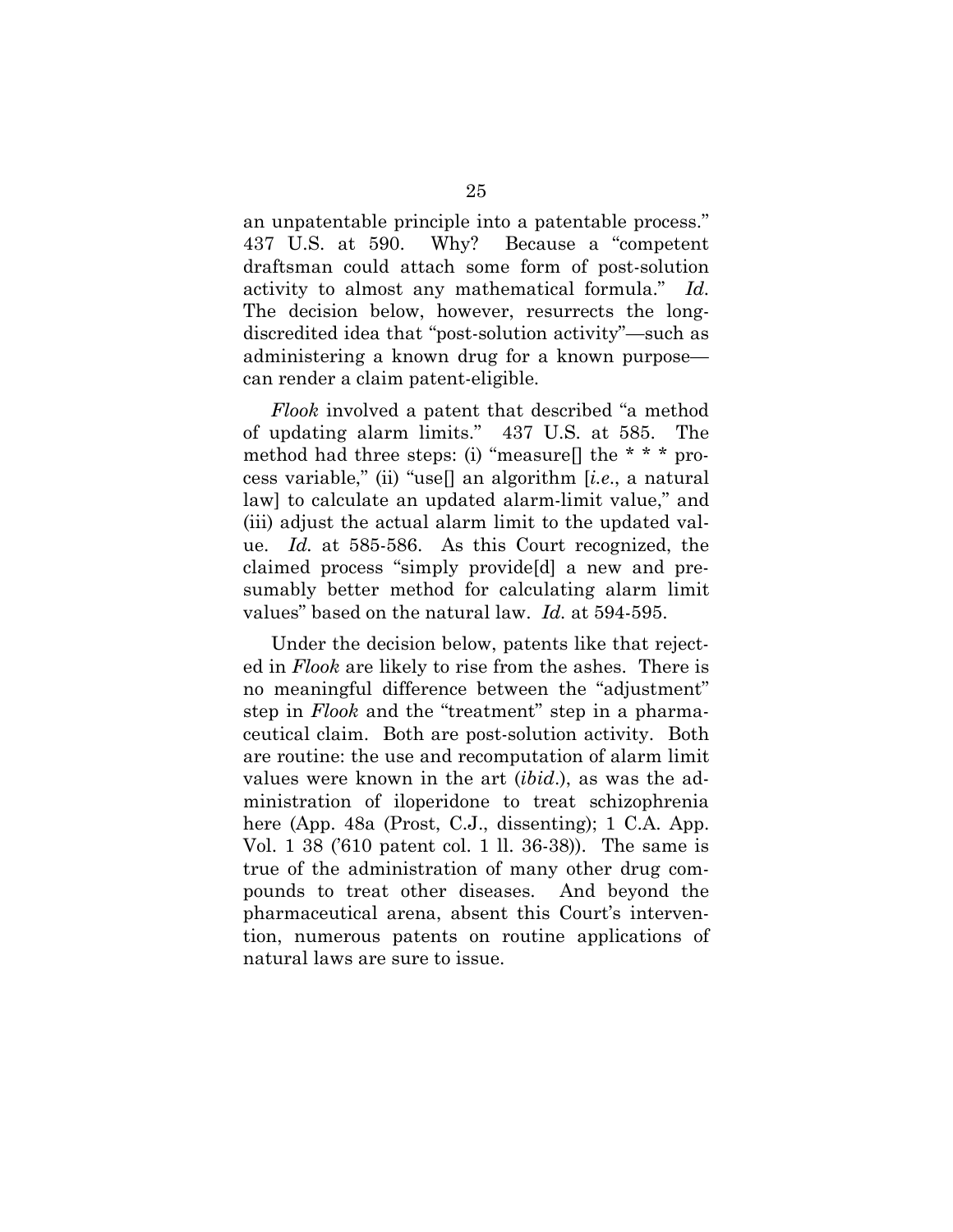an unpatentable principle into a patentable process." 437 U.S. at 590. Why? Because a "competent draftsman could attach some form of post-solution activity to almost any mathematical formula." *Id.* The decision below, however, resurrects the long-discredited idea that "post-solution activity"—such as administering a known drug for a known purpose—can render a claim patent-eligible.

*Flook* involved a patent that described "a method of updating alarm limits." 437 U.S. at 585. The method had three steps: (i) "measure[] the * * * process variable," (ii) "use[] an algorithm [*i.e.*, a natural law] to calculate an updated alarm-limit value," and (iii) adjust the actual alarm limit to the updated value. *Id.* at 585-586. As this Court recognized, the claimed process "simply provide[d] a new and presumably better method for calculating alarm limit values" based on the natural law. *Id.* at 594-595.

Under the decision below, patents like that rejected in *Flook* are likely to rise from the ashes. There is no meaningful difference between the "adjustment" step in *Flook* and the "treatment" step in a pharmaceutical claim. Both are post-solution activity. Both are routine: the use and recomputation of alarm limit values were known in the art (*ibid.*), as was the administration of iloperidone to treat schizophrenia here (App. 48a (Prost, C.J., dissenting); 1 C.A. App. Vol. 1 38 ('610 patent col. 1 ll. 36-38)). The same is true of the administration of many other drug compounds to treat other diseases. And beyond the pharmaceutical arena, absent this Court's intervention, numerous patents on routine applications of natural laws are sure to issue.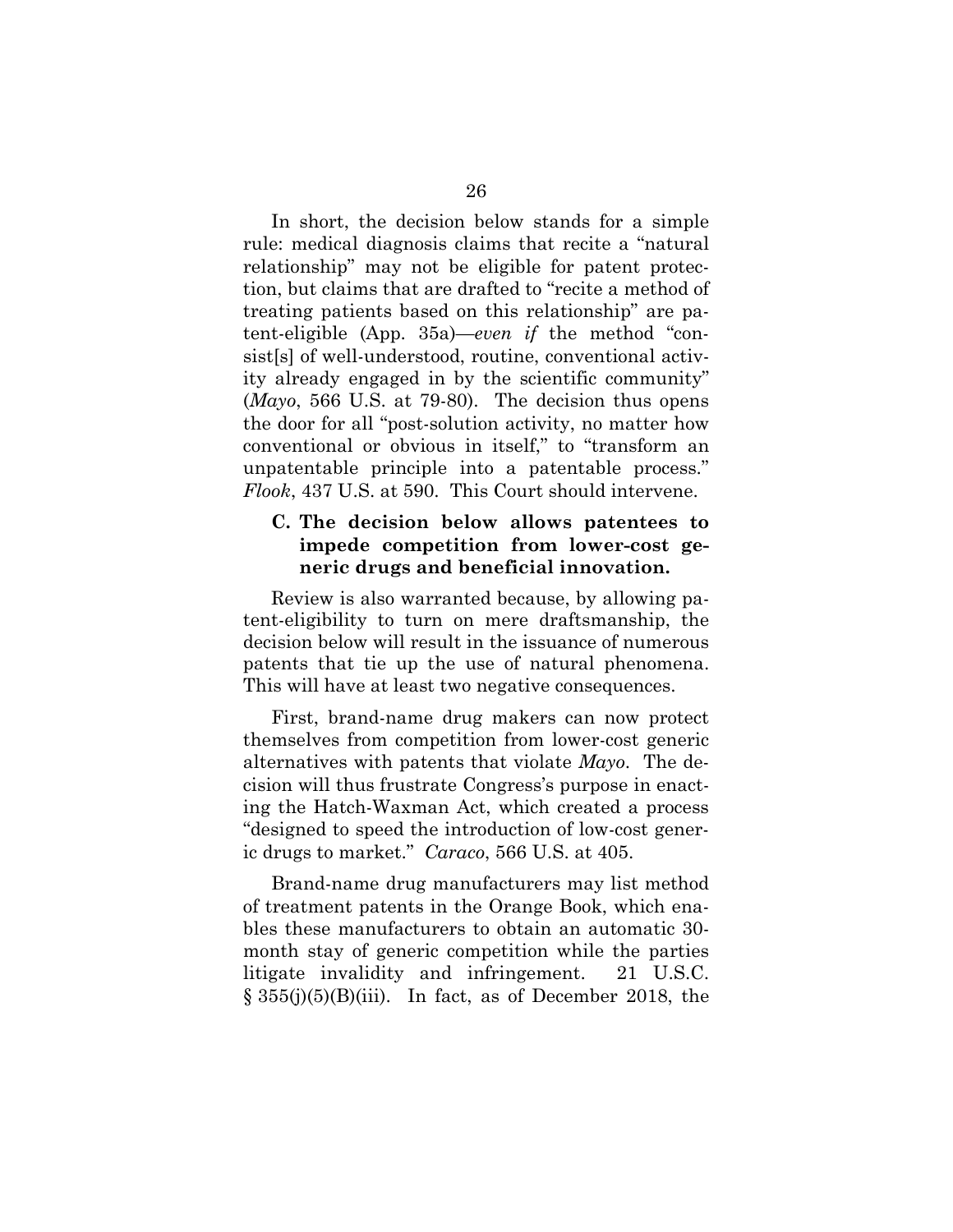In short, the decision below stands for a simple rule: medical diagnosis claims that recite a "natural relationship" may not be eligible for patent protection, but claims that are drafted to "recite a method of treating patients based on this relationship" are patent-eligible (App. 35a)—*even if* the method "consist[s] of well-understood, routine, conventional activity already engaged in by the scientific community" (*Mayo*, 566 U.S. at 79-80). The decision thus opens the door for all "post-solution activity, no matter how conventional or obvious in itself," to "transform an unpatentable principle into a patentable process." *Flook*, 437 U.S. at 590. This Court should intervene.

### C. The decision below allows patentees to impede competition from lower-cost generic drugs and beneficial innovation.

Review is also warranted because, by allowing patent-eligibility to turn on mere draftsmanship, the decision below will result in the issuance of numerous patents that tie up the use of natural phenomena. This will have at least two negative consequences.

First, brand-name drug makers can now protect themselves from competition from lower-cost generic alternatives with patents that violate *Mayo*. The decision will thus frustrate Congress's purpose in enacting the Hatch-Waxman Act, which created a process "designed to speed the introduction of low-cost generic drugs to market." *Caraco*, 566 U.S. at 405.

Brand-name drug manufacturers may list method of treatment patents in the Orange Book, which enables these manufacturers to obtain an automatic 30-month stay of generic competition while the parties litigate invalidity and infringement. 21 U.S.C. § 355(j)(5)(B)(iii). In fact, as of December 2018, the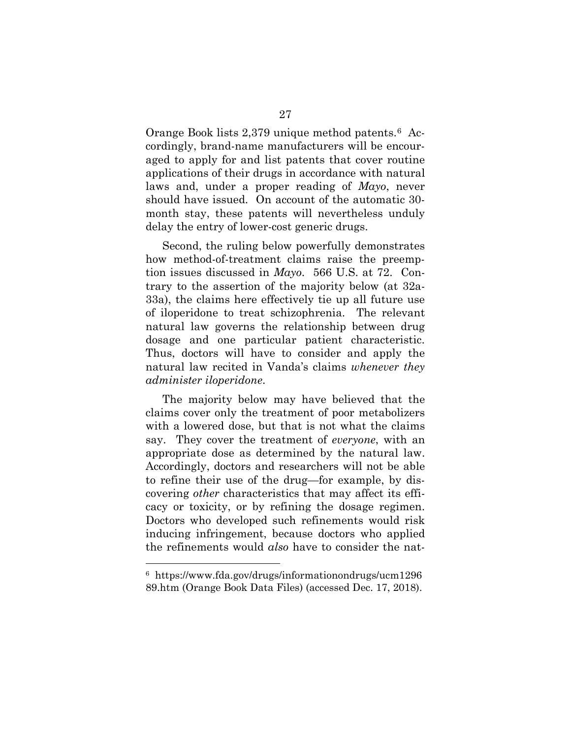Orange Book lists 2,379 unique method patents.[6] Accordingly, brand-name manufacturers will be encouraged to apply for and list patents that cover routine applications of their drugs in accordance with natural laws and, under a proper reading of *Mayo*, never should have issued. On account of the automatic 30-month stay, these patents will nevertheless unduly delay the entry of lower-cost generic drugs.

Second, the ruling below powerfully demonstrates how method-of-treatment claims raise the preemption issues discussed in *Mayo*. 566 U.S. at 72. Contrary to the assertion of the majority below (at 32a-33a), the claims here effectively tie up all future use of iloperidone to treat schizophrenia. The relevant natural law governs the relationship between drug dosage and one particular patient characteristic. Thus, doctors will have to consider and apply the natural law recited in Vanda's claims *whenever they administer iloperidone*.

The majority below may have believed that the claims cover only the treatment of poor metabolizers with a lowered dose, but that is not what the claims say. They cover the treatment of *everyone*, with an appropriate dose as determined by the natural law. Accordingly, doctors and researchers will not be able to refine their use of the drug—for example, by discovering *other* characteristics that may affect its efficacy or toxicity, or by refining the dosage regimen. Doctors who developed such refinements would risk inducing infringement, because doctors who applied the refinements would *also* have to consider the nat-

---

[6] https://www.fda.gov/drugs/informationondrugs/ucm129689.htm (Orange Book Data Files) (accessed Dec. 17, 2018).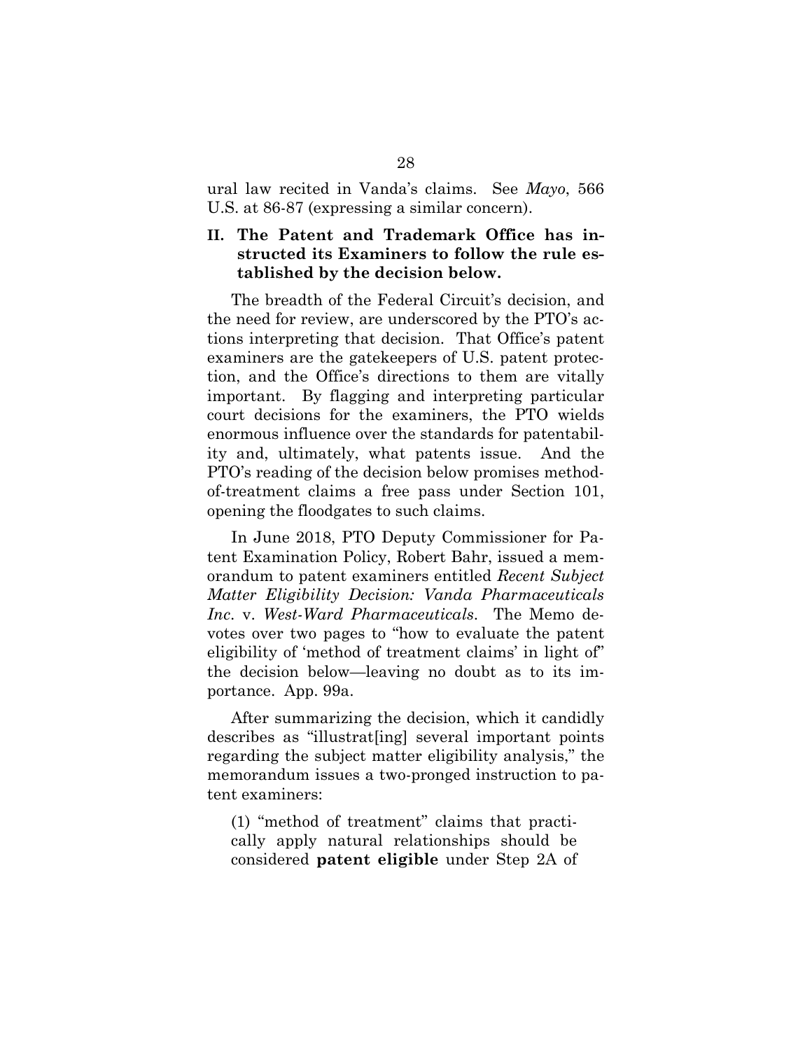ural law recited in Vanda's claims. See *Mayo*, 566 U.S. at 86-87 (expressing a similar concern).

## II. The Patent and Trademark Office has instructed its Examiners to follow the rule established by the decision below.

The breadth of the Federal Circuit's decision, and the need for review, are underscored by the PTO's actions interpreting that decision. That Office's patent examiners are the gatekeepers of U.S. patent protection, and the Office's directions to them are vitally important. By flagging and interpreting particular court decisions for the examiners, the PTO wields enormous influence over the standards for patentability and, ultimately, what patents issue. And the PTO's reading of the decision below promises method-of-treatment claims a free pass under Section 101, opening the floodgates to such claims.

In June 2018, PTO Deputy Commissioner for Patent Examination Policy, Robert Bahr, issued a memorandum to patent examiners entitled *Recent Subject Matter Eligibility Decision: Vanda Pharmaceuticals Inc*. v. *West-Ward Pharmaceuticals*. The Memo devotes over two pages to "how to evaluate the patent eligibility of 'method of treatment claims' in light of" the decision below—leaving no doubt as to its importance. App. 99a.

After summarizing the decision, which it candidly describes as "illustrat[ing] several important points regarding the subject matter eligibility analysis," the memorandum issues a two-pronged instruction to patent examiners:

> (1) "method of treatment" claims that practically apply natural relationships should be considered **patent eligible** under Step 2A of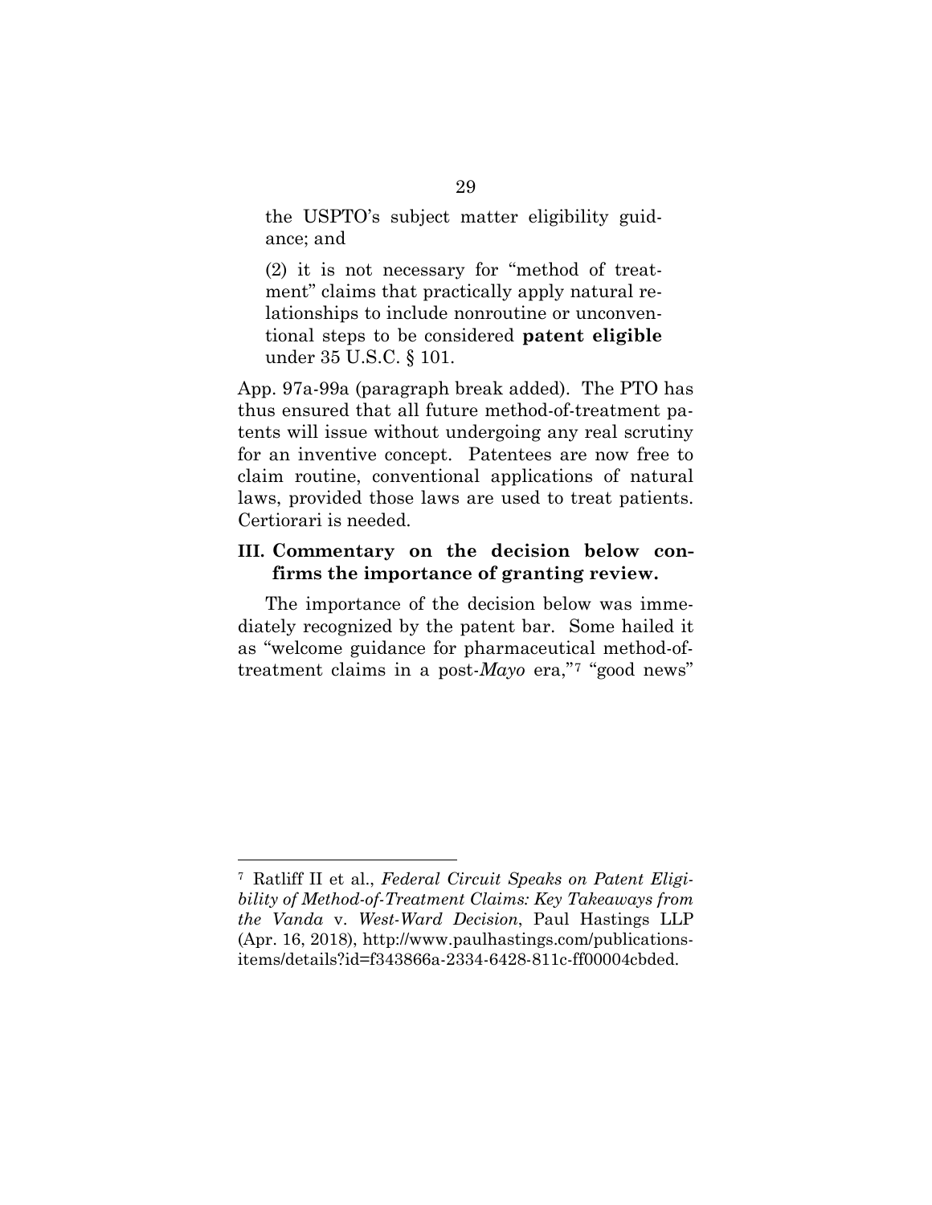> the USPTO's subject matter eligibility guidance; and
>
> (2) it is not necessary for "method of treatment" claims that practically apply natural relationships to include nonroutine or unconventional steps to be considered **patent eligible** under 35 U.S.C. § 101.

App. 97a-99a (paragraph break added). The PTO has thus ensured that all future method-of-treatment patents will issue without undergoing any real scrutiny for an inventive concept. Patentees are now free to claim routine, conventional applications of natural laws, provided those laws are used to treat patients. Certiorari is needed.

### III. Commentary on the decision below confirms the importance of granting review.

The importance of the decision below was immediately recognized by the patent bar. Some hailed it as "welcome guidance for pharmaceutical method-of-treatment claims in a post-*Mayo* era,"[7] "good news"

---

[7] Ratliff II et al., *Federal Circuit Speaks on Patent Eligibility of Method-of-Treatment Claims: Key Takeaways from the Vanda* v. *West-Ward Decision*, Paul Hastings LLP (Apr. 16, 2018), http://www.paulhastings.com/publications-items/details?id=f343866a-2334-6428-811c-ff00004cbded.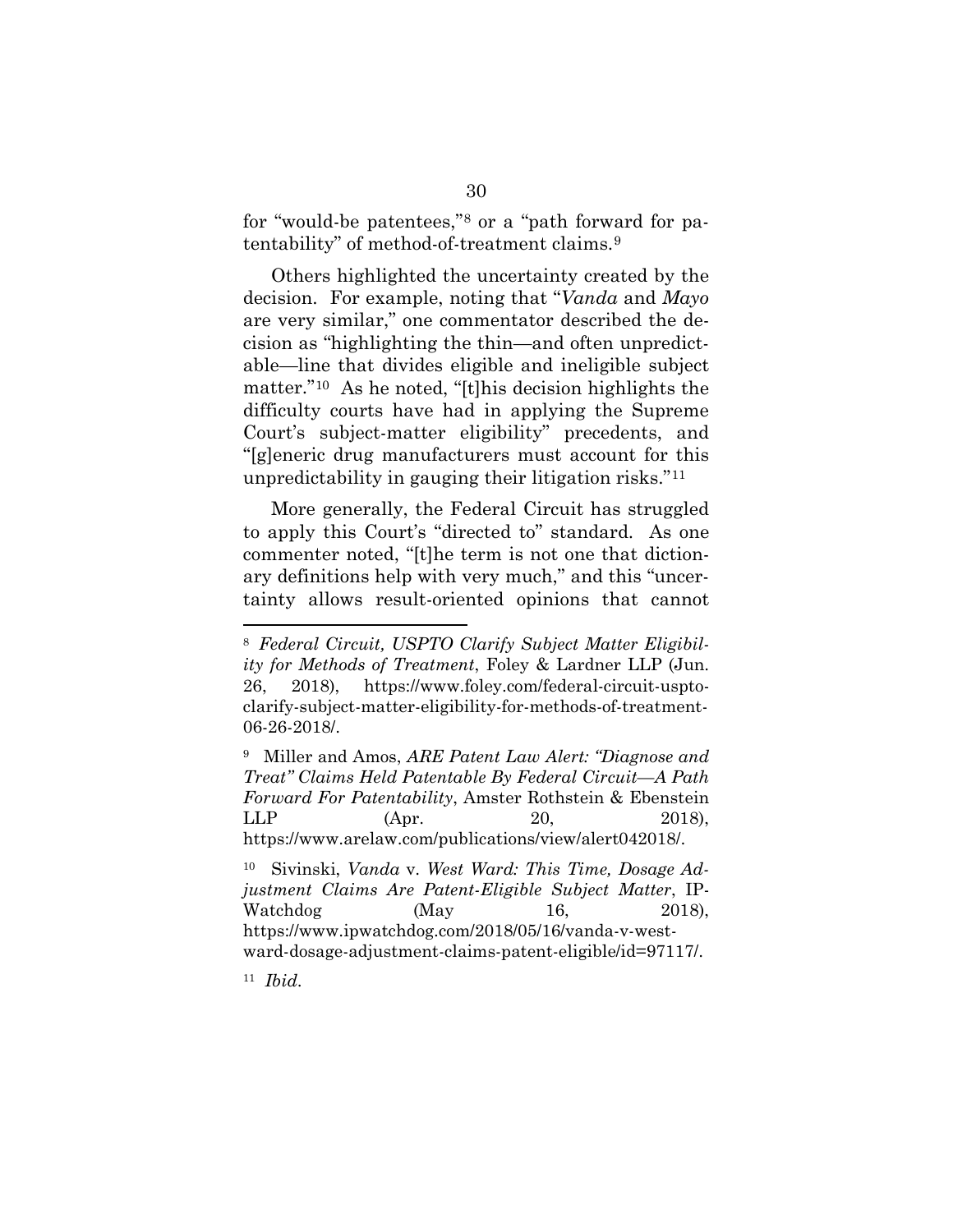for "would-be patentees,"[8] or a "path forward for patentability" of method-of-treatment claims.[9]

Others highlighted the uncertainty created by the decision. For example, noting that "*Vanda* and *Mayo* are very similar," one commentator described the decision as "highlighting the thin—and often unpredictable—line that divides eligible and ineligible subject matter."[10] As he noted, "[t]his decision highlights the difficulty courts have had in applying the Supreme Court's subject-matter eligibility" precedents, and "[g]eneric drug manufacturers must account for this unpredictability in gauging their litigation risks."[11]

More generally, the Federal Circuit has struggled to apply this Court's "directed to" standard. As one commenter noted, "[t]he term is not one that dictionary definitions help with very much," and this "uncertainty allows result-oriented opinions that cannot

---

[8] *Federal Circuit, USPTO Clarify Subject Matter Eligibility for Methods of Treatment*, Foley & Lardner LLP (Jun. 26, 2018), https://www.foley.com/federal-circuit-uspto-clarify-subject-matter-eligibility-for-methods-of-treatment-06-26-2018/.

[9] Miller and Amos, *ARE Patent Law Alert: "Diagnose and Treat" Claims Held Patentable By Federal Circuit—A Path Forward For Patentability*, Amster Rothstein & Ebenstein LLP (Apr. 20, 2018), https://www.arelaw.com/publications/view/alert042018/.

[10] Sivinski, *Vanda* v. *West Ward: This Time, Dosage Adjustment Claims Are Patent-Eligible Subject Matter*, IP-Watchdog (May 16, 2018), https://www.ipwatchdog.com/2018/05/16/vanda-v-west-ward-dosage-adjustment-claims-patent-eligible/id=97117/.

[11] *Ibid.*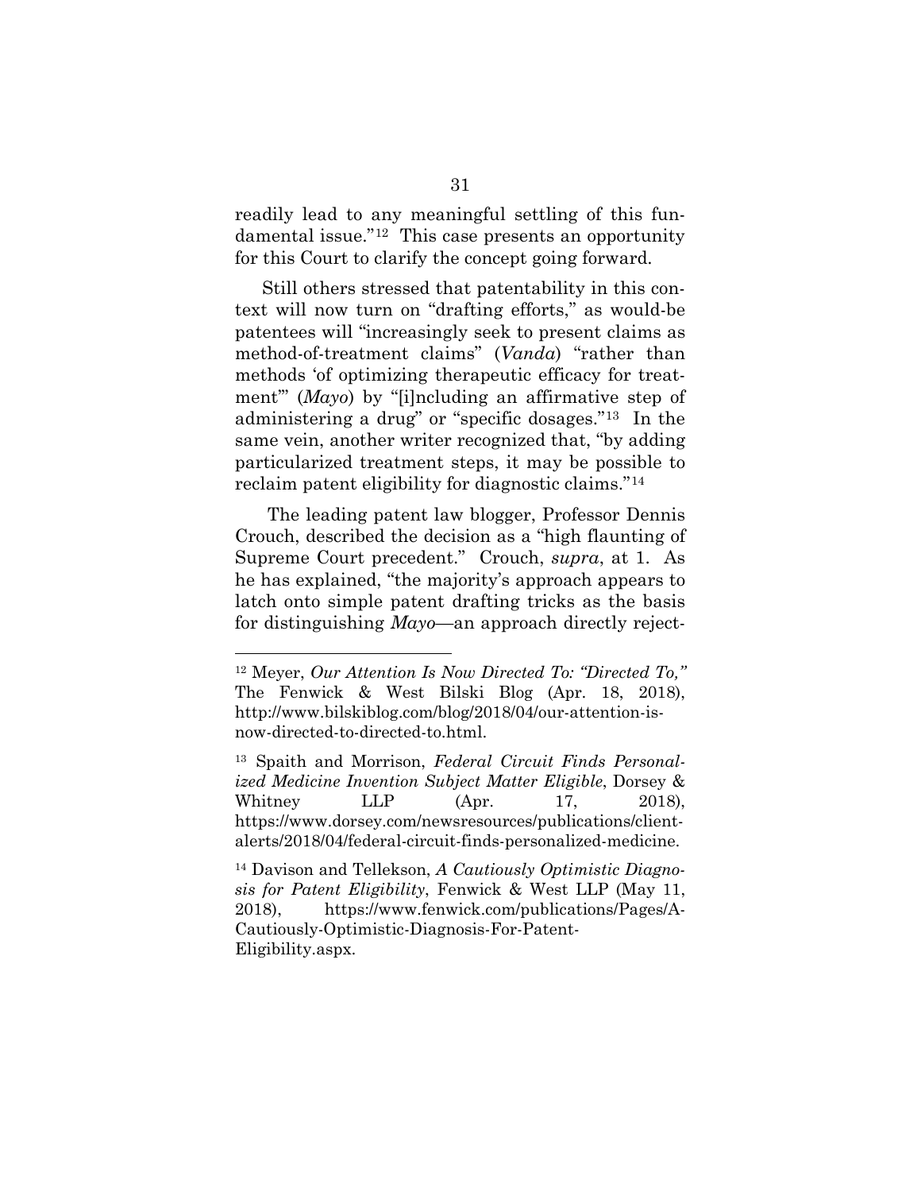readily lead to any meaningful settling of this fundamental issue."[12] This case presents an opportunity for this Court to clarify the concept going forward.

Still others stressed that patentability in this context will now turn on "drafting efforts," as would-be patentees will "increasingly seek to present claims as method-of-treatment claims" (*Vanda*) "rather than methods 'of optimizing therapeutic efficacy for treatment'" (*Mayo*) by "[i]ncluding an affirmative step of administering a drug" or "specific dosages."[13] In the same vein, another writer recognized that, "by adding particularized treatment steps, it may be possible to reclaim patent eligibility for diagnostic claims."[14]

The leading patent law blogger, Professor Dennis Crouch, described the decision as a "high flaunting of Supreme Court precedent." Crouch, *supra*, at 1. As he has explained, "the majority's approach appears to latch onto simple patent drafting tricks as the basis for distinguishing *Mayo*—an approach directly reject-

---

[12] Meyer, *Our Attention Is Now Directed To: "Directed To,"* The Fenwick & West Bilski Blog (Apr. 18, 2018), http://www.bilskiblog.com/blog/2018/04/our-attention-is-now-directed-to-directed-to.html.

[13] Spaith and Morrison, *Federal Circuit Finds Personalized Medicine Invention Subject Matter Eligible*, Dorsey & Whitney LLP (Apr. 17, 2018), https://www.dorsey.com/newsresources/publications/client-alerts/2018/04/federal-circuit-finds-personalized-medicine.

[14] Davison and Tellekson, *A Cautiously Optimistic Diagnosis for Patent Eligibility*, Fenwick & West LLP (May 11, 2018), https://www.fenwick.com/publications/Pages/A-Cautiously-Optimistic-Diagnosis-For-Patent-Eligibility.aspx.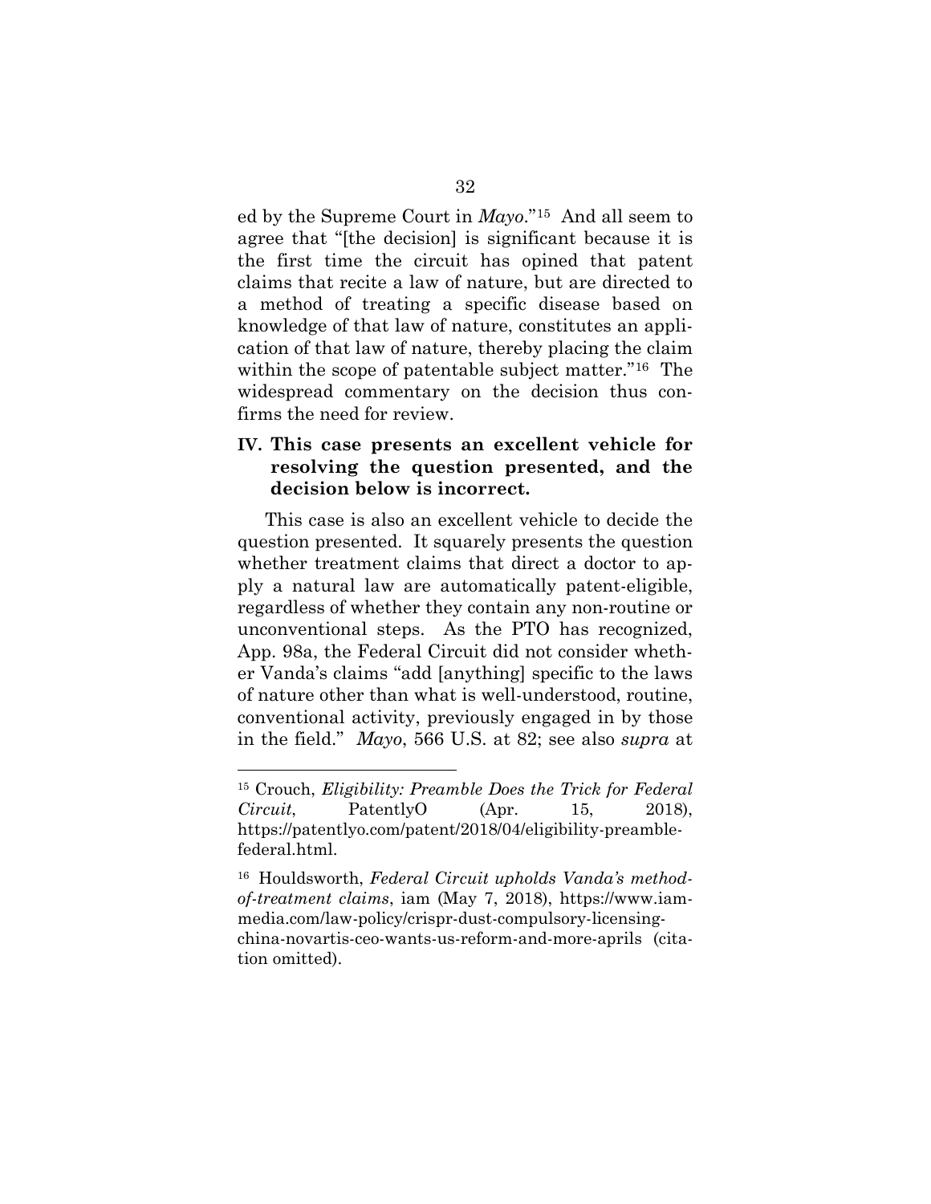ed by the Supreme Court in *Mayo*."[15] And all seem to agree that "[the decision] is significant because it is the first time the circuit has opined that patent claims that recite a law of nature, but are directed to a method of treating a specific disease based on knowledge of that law of nature, constitutes an application of that law of nature, thereby placing the claim within the scope of patentable subject matter."[16] The widespread commentary on the decision thus confirms the need for review.

## IV. This case presents an excellent vehicle for resolving the question presented, and the decision below is incorrect.

This case is also an excellent vehicle to decide the question presented. It squarely presents the question whether treatment claims that direct a doctor to apply a natural law are automatically patent-eligible, regardless of whether they contain any non-routine or unconventional steps. As the PTO has recognized, App. 98a, the Federal Circuit did not consider whether Vanda's claims "add [anything] specific to the laws of nature other than what is well-understood, routine, conventional activity, previously engaged in by those in the field." *Mayo*, 566 U.S. at 82; see also *supra* at

---

[15] Crouch, *Eligibility: Preamble Does the Trick for Federal Circuit*, PatentlyO (Apr. 15, 2018), https://patentlyo.com/patent/2018/04/eligibility-preamble-federal.html.

[16] Houldsworth, *Federal Circuit upholds Vanda's method-of-treatment claims*, iam (May 7, 2018), https://www.iam-media.com/law-policy/crispr-dust-compulsory-licensing-china-novartis-ceo-wants-us-reform-and-more-aprils (citation omitted).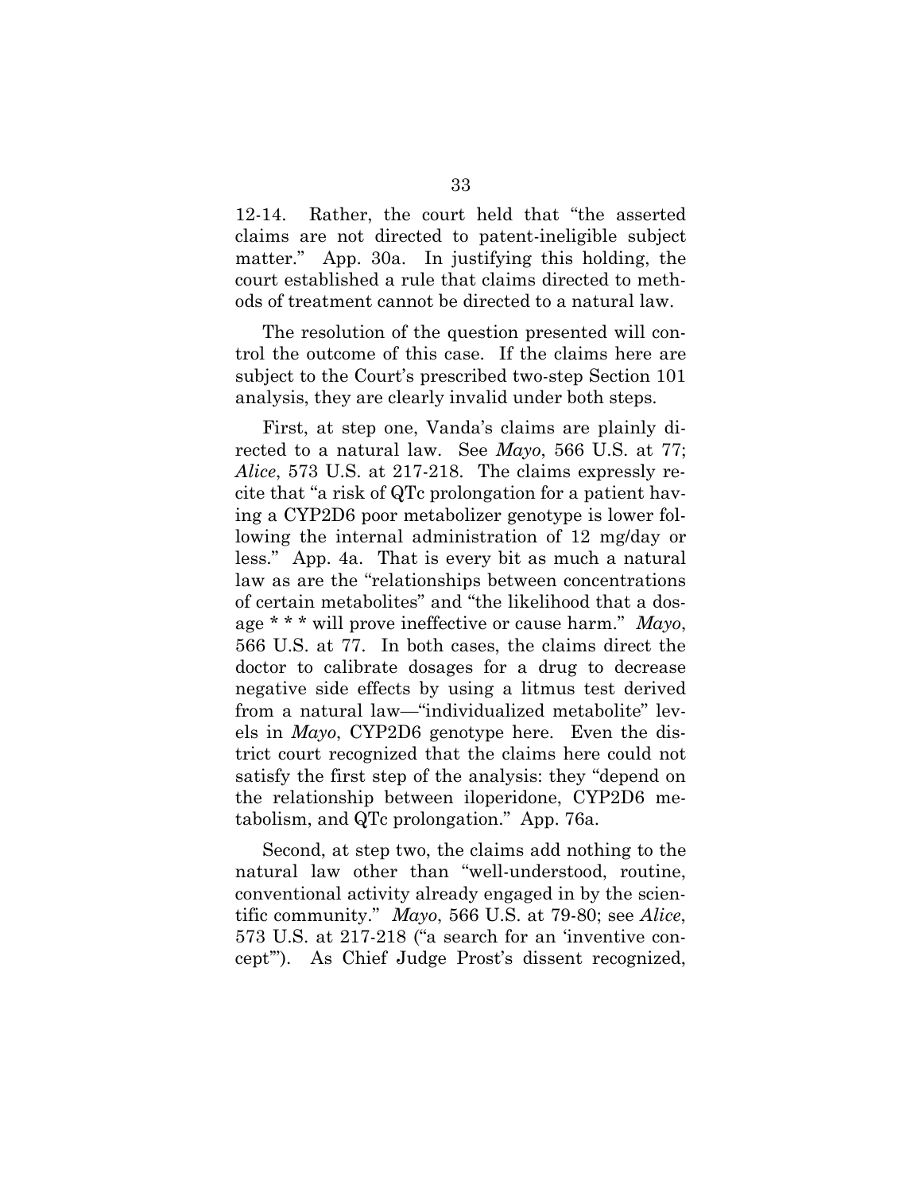12-14. Rather, the court held that "the asserted claims are not directed to patent-ineligible subject matter." App. 30a. In justifying this holding, the court established a rule that claims directed to methods of treatment cannot be directed to a natural law.

The resolution of the question presented will control the outcome of this case. If the claims here are subject to the Court's prescribed two-step Section 101 analysis, they are clearly invalid under both steps.

First, at step one, Vanda's claims are plainly directed to a natural law. See *Mayo*, 566 U.S. at 77; *Alice*, 573 U.S. at 217-218. The claims expressly recite that "a risk of QTc prolongation for a patient having a CYP2D6 poor metabolizer genotype is lower following the internal administration of 12 mg/day or less." App. 4a. That is every bit as much a natural law as are the "relationships between concentrations of certain metabolites" and "the likelihood that a dosage * * * will prove ineffective or cause harm." *Mayo*, 566 U.S. at 77. In both cases, the claims direct the doctor to calibrate dosages for a drug to decrease negative side effects by using a litmus test derived from a natural law—"individualized metabolite" levels in *Mayo*, CYP2D6 genotype here. Even the district court recognized that the claims here could not satisfy the first step of the analysis: they "depend on the relationship between iloperidone, CYP2D6 metabolism, and QTc prolongation." App. 76a.

Second, at step two, the claims add nothing to the natural law other than "well-understood, routine, conventional activity already engaged in by the scientific community." *Mayo*, 566 U.S. at 79-80; see *Alice*, 573 U.S. at 217-218 ("a search for an 'inventive concept'"). As Chief Judge Prost's dissent recognized,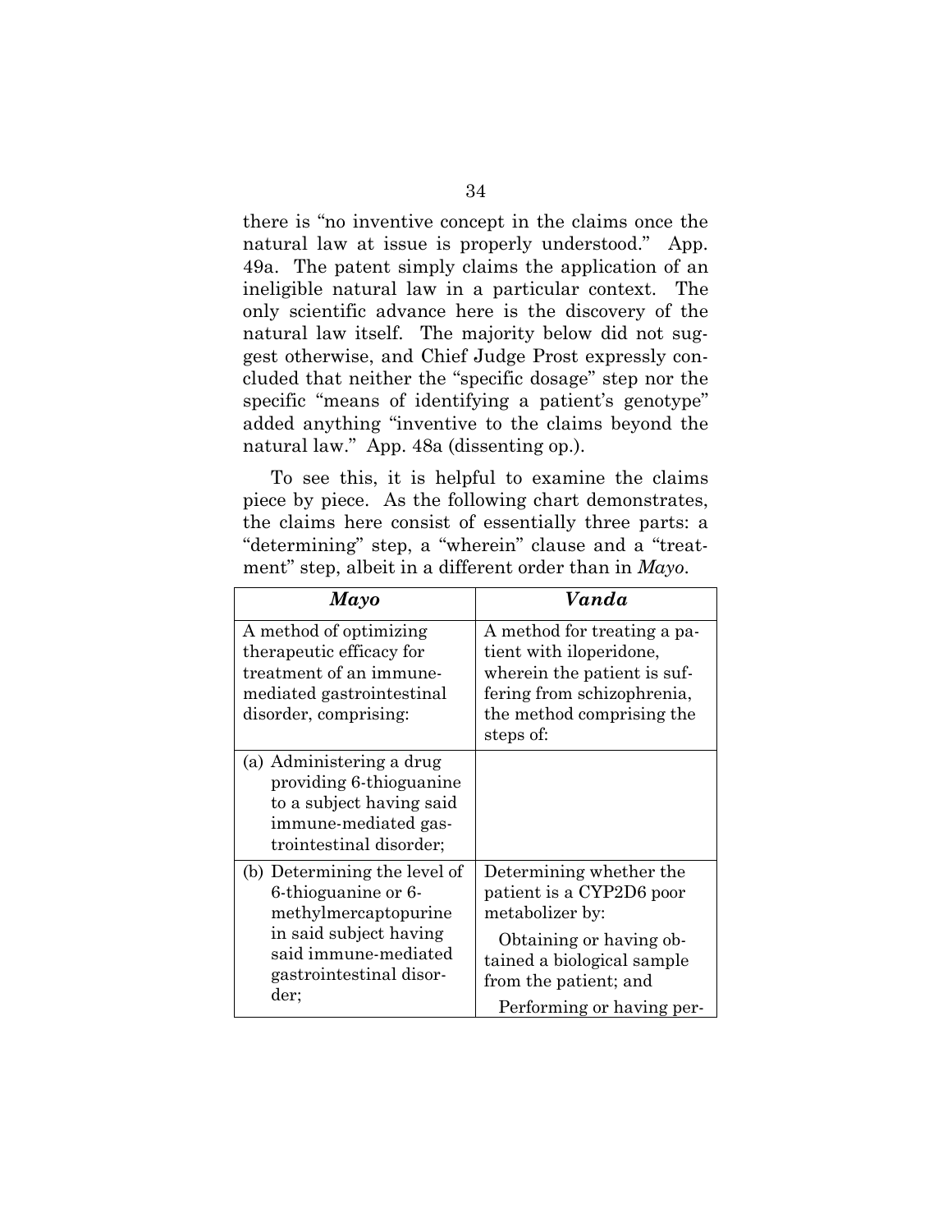there is "no inventive concept in the claims once the natural law at issue is properly understood." App. 49a. The patent simply claims the application of an ineligible natural law in a particular context. The only scientific advance here is the discovery of the natural law itself. The majority below did not suggest otherwise, and Chief Judge Prost expressly concluded that neither the "specific dosage" step nor the specific "means of identifying a patient's genotype" added anything "inventive to the claims beyond the natural law." App. 48a (dissenting op.).

To see this, it is helpful to examine the claims piece by piece. As the following chart demonstrates, the claims here consist of essentially three parts: a "determining" step, a "wherein" clause and a "treatment" step, albeit in a different order than in *Mayo*.

| ***Mayo*** | ***Vanda*** |
|---|---|
| A method of optimizing therapeutic efficacy for treatment of an immune-mediated gastrointestinal disorder, comprising: | A method for treating a patient with iloperidone, wherein the patient is suffering from schizophrenia, the method comprising the steps of: |
| (a) Administering a drug providing 6-thioguanine to a subject having said immune-mediated gastrointestinal disorder; | |
| (b) Determining the level of 6-thioguanine or 6-methylmercaptopurine in said subject having said immune-mediated gastrointestinal disorder; | Determining whether the patient is a CYP2D6 poor metabolizer by: Obtaining or having obtained a biological sample from the patient; and Performing or having per- |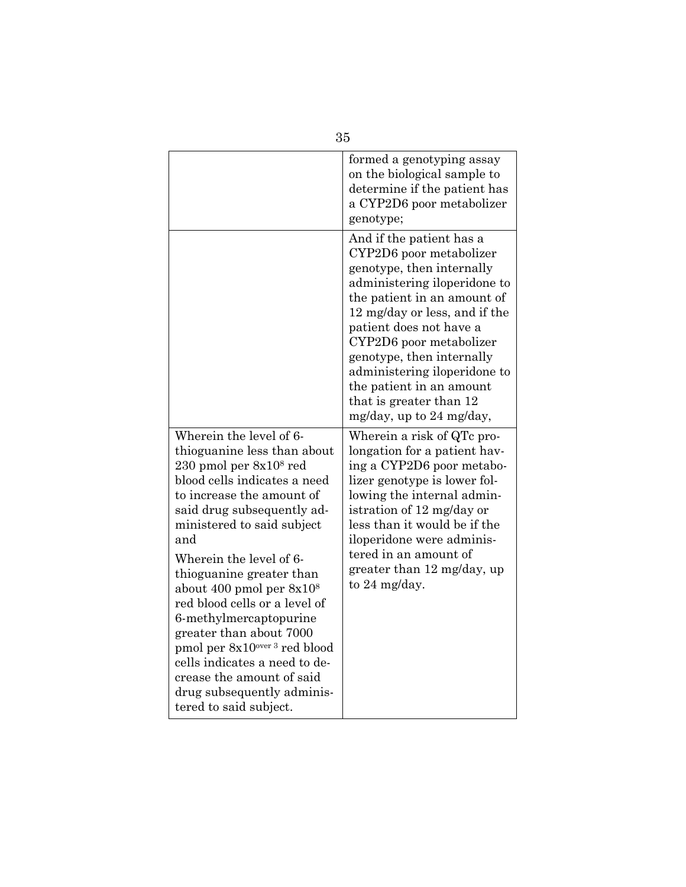| | |
|---|---|
| | formed a genotyping assay on the biological sample to determine if the patient has a CYP2D6 poor metabolizer genotype; |
| | And if the patient has a CYP2D6 poor metabolizer genotype, then internally administering iloperidone to the patient in an amount of 12 mg/day or less, and if the patient does not have a CYP2D6 poor metabolizer genotype, then internally administering iloperidone to the patient in an amount that is greater than 12 mg/day, up to 24 mg/day, |
| Wherein the level of 6-thioguanine less than about 230 pmol per $8x10^8$ red blood cells indicates a need to increase the amount of said drug subsequently administered to said subject and<br><br>Wherein the level of 6-thioguanine greater than about 400 pmol per $8x10^8$ red blood cells or a level of 6-methylmercaptopurine greater than about 7000 pmol per $8x10^{\text{over } 3}$ red blood cells indicates a need to decrease the amount of said drug subsequently administered to said subject. | Wherein a risk of QTc prolongation for a patient having a CYP2D6 poor metabolizer genotype is lower following the internal administration of 12 mg/day or less than it would be if the iloperidone were administered in an amount of greater than 12 mg/day, up to 24 mg/day. |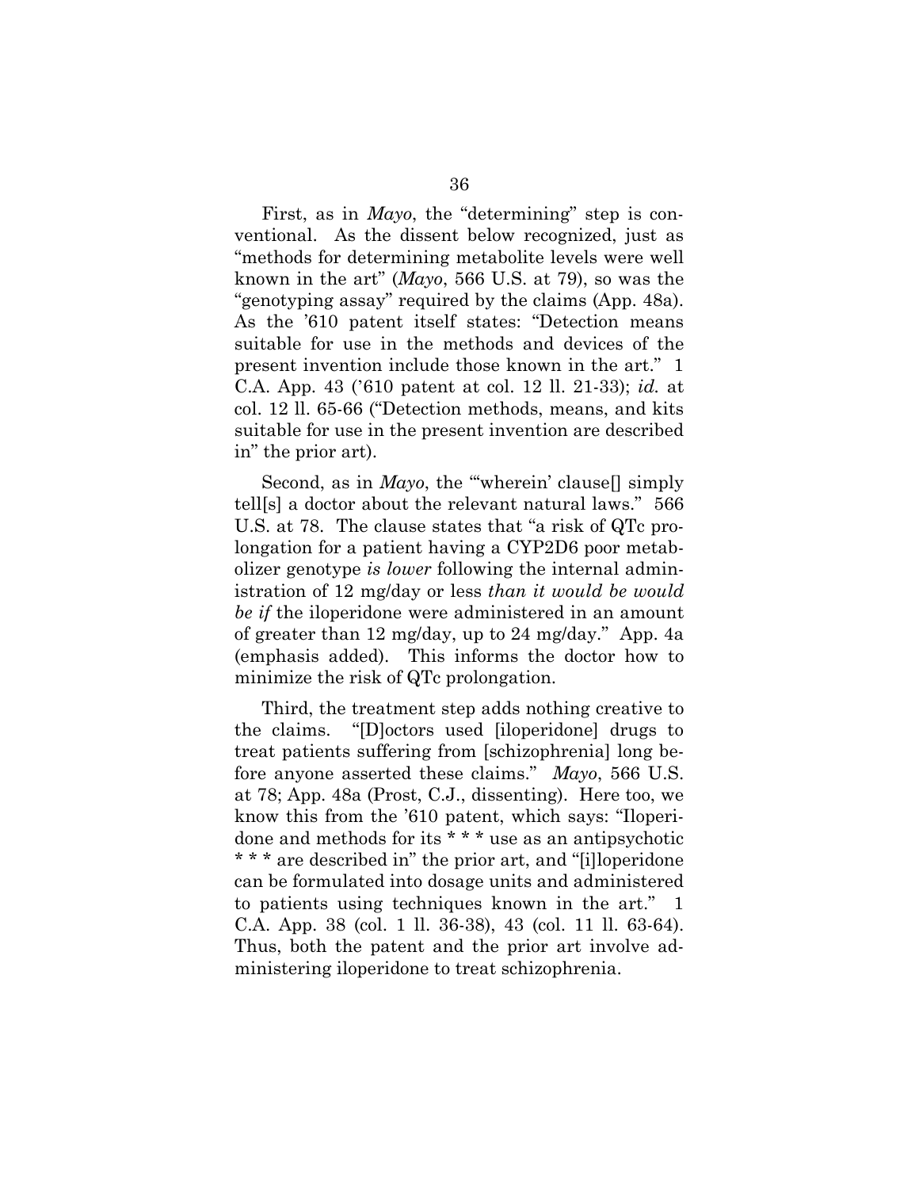First, as in *Mayo*, the "determining" step is conventional. As the dissent below recognized, just as "methods for determining metabolite levels were well known in the art" (*Mayo*, 566 U.S. at 79), so was the "genotyping assay" required by the claims (App. 48a). As the '610 patent itself states: "Detection means suitable for use in the methods and devices of the present invention include those known in the art." 1 C.A. App. 43 ('610 patent at col. 12 ll. 21-33); *id.* at col. 12 ll. 65-66 ("Detection methods, means, and kits suitable for use in the present invention are described in" the prior art).

Second, as in *Mayo*, the "'wherein' clause[] simply tell[s] a doctor about the relevant natural laws." 566 U.S. at 78. The clause states that "a risk of QTc prolongation for a patient having a CYP2D6 poor metabolizer genotype *is lower* following the internal administration of 12 mg/day or less *than it would be would be if* the iloperidone were administered in an amount of greater than 12 mg/day, up to 24 mg/day." App. 4a (emphasis added). This informs the doctor how to minimize the risk of QTc prolongation.

Third, the treatment step adds nothing creative to the claims. "[D]octors used [iloperidone] drugs to treat patients suffering from [schizophrenia] long before anyone asserted these claims." *Mayo*, 566 U.S. at 78; App. 48a (Prost, C.J., dissenting). Here too, we know this from the '610 patent, which says: "Iloperidone and methods for its * * * use as an antipsychotic * * * are described in" the prior art, and "[i]loperidone can be formulated into dosage units and administered to patients using techniques known in the art." 1 C.A. App. 38 (col. 1 ll. 36-38), 43 (col. 11 ll. 63-64). Thus, both the patent and the prior art involve administering iloperidone to treat schizophrenia.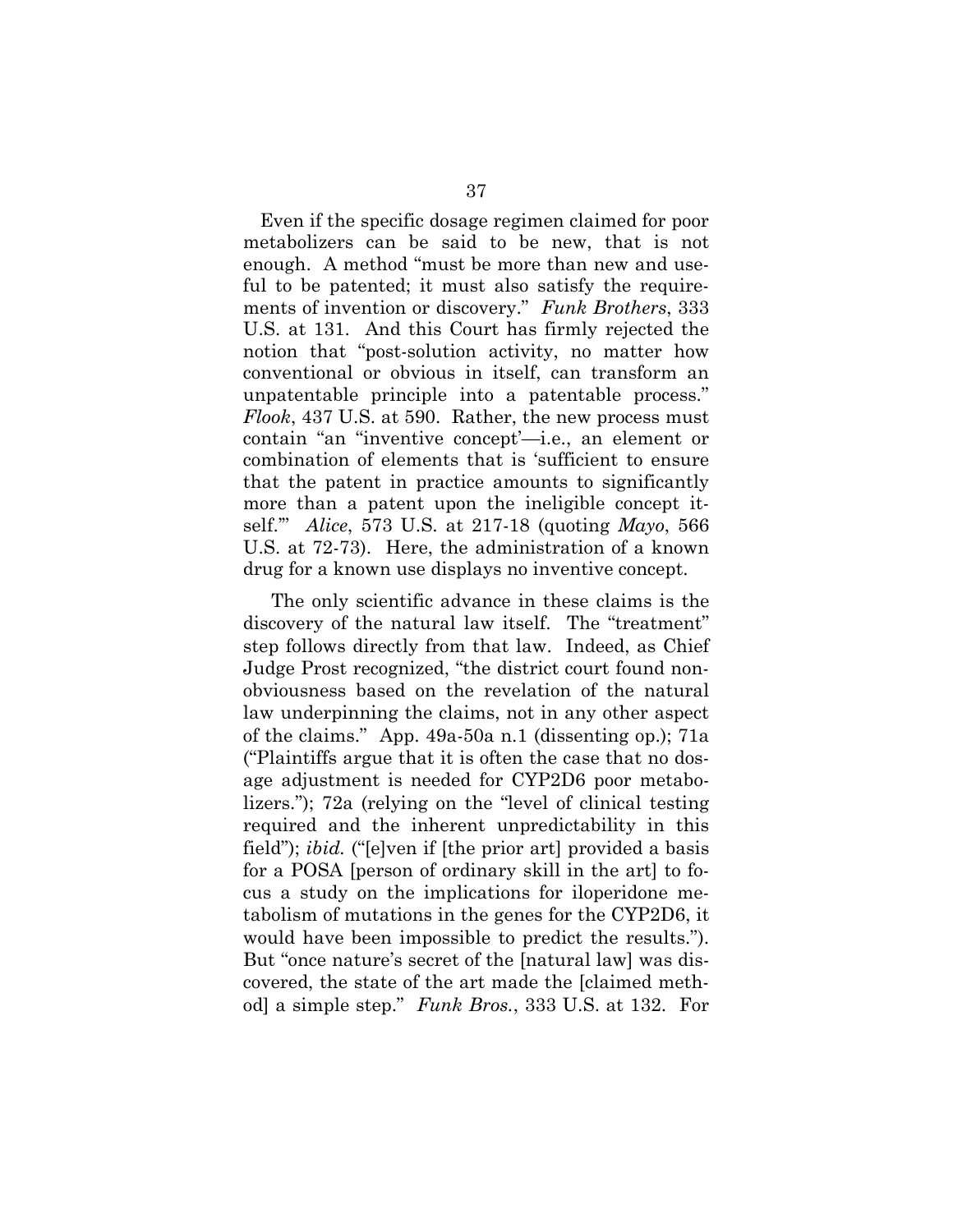Even if the specific dosage regimen claimed for poor metabolizers can be said to be new, that is not enough. A method "must be more than new and useful to be patented; it must also satisfy the requirements of invention or discovery." *Funk Brothers*, 333 U.S. at 131. And this Court has firmly rejected the notion that "post-solution activity, no matter how conventional or obvious in itself, can transform an unpatentable principle into a patentable process." *Flook*, 437 U.S. at 590. Rather, the new process must contain "an "inventive concept'—i.e., an element or combination of elements that is 'sufficient to ensure that the patent in practice amounts to significantly more than a patent upon the ineligible concept itself.'" *Alice*, 573 U.S. at 217-18 (quoting *Mayo*, 566 U.S. at 72-73). Here, the administration of a known drug for a known use displays no inventive concept.

The only scientific advance in these claims is the discovery of the natural law itself. The "treatment" step follows directly from that law. Indeed, as Chief Judge Prost recognized, "the district court found nonobviousness based on the revelation of the natural law underpinning the claims, not in any other aspect of the claims." App. 49a-50a n.1 (dissenting op.); 71a ("Plaintiffs argue that it is often the case that no dosage adjustment is needed for CYP2D6 poor metabolizers."); 72a (relying on the "level of clinical testing required and the inherent unpredictability in this field"); *ibid.* ("[e]ven if [the prior art] provided a basis for a POSA [person of ordinary skill in the art] to focus a study on the implications for iloperidone metabolism of mutations in the genes for the CYP2D6, it would have been impossible to predict the results."). But "once nature's secret of the [natural law] was discovered, the state of the art made the [claimed method] a simple step." *Funk Bros.*, 333 U.S. at 132. For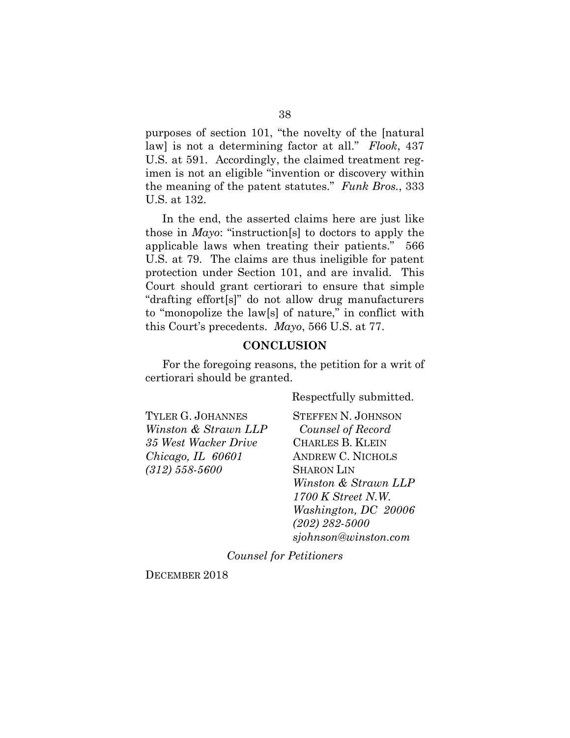purposes of section 101, "the novelty of the [natural law] is not a determining factor at all." *Flook*, 437 U.S. at 591. Accordingly, the claimed treatment regimen is not an eligible "invention or discovery within the meaning of the patent statutes." *Funk Bros.*, 333 U.S. at 132.

In the end, the asserted claims here are just like those in *Mayo*: "instruction[s] to doctors to apply the applicable laws when treating their patients." 566 U.S. at 79. The claims are thus ineligible for patent protection under Section 101, and are invalid. This Court should grant certiorari to ensure that simple "drafting effort[s]" do not allow drug manufacturers to "monopolize the law[s] of nature," in conflict with this Court's precedents. *Mayo*, 566 U.S. at 77.

## CONCLUSION

For the foregoing reasons, the petition for a writ of certiorari should be granted.

Respectfully submitted.

TYLER G. JOHANNES
*Winston & Strawn LLP*
*35 West Wacker Drive*
*Chicago, IL 60601*
*(312) 558-5600*

STEFFEN N. JOHNSON
*Counsel of Record*
CHARLES B. KLEIN
ANDREW C. NICHOLS
SHARON LIN
*Winston & Strawn LLP*
*1700 K Street N.W.*
*Washington, DC 20006*
*(202) 282-5000*
*sjohnson@winston.com*

*Counsel for Petitioners*

DECEMBER 2018